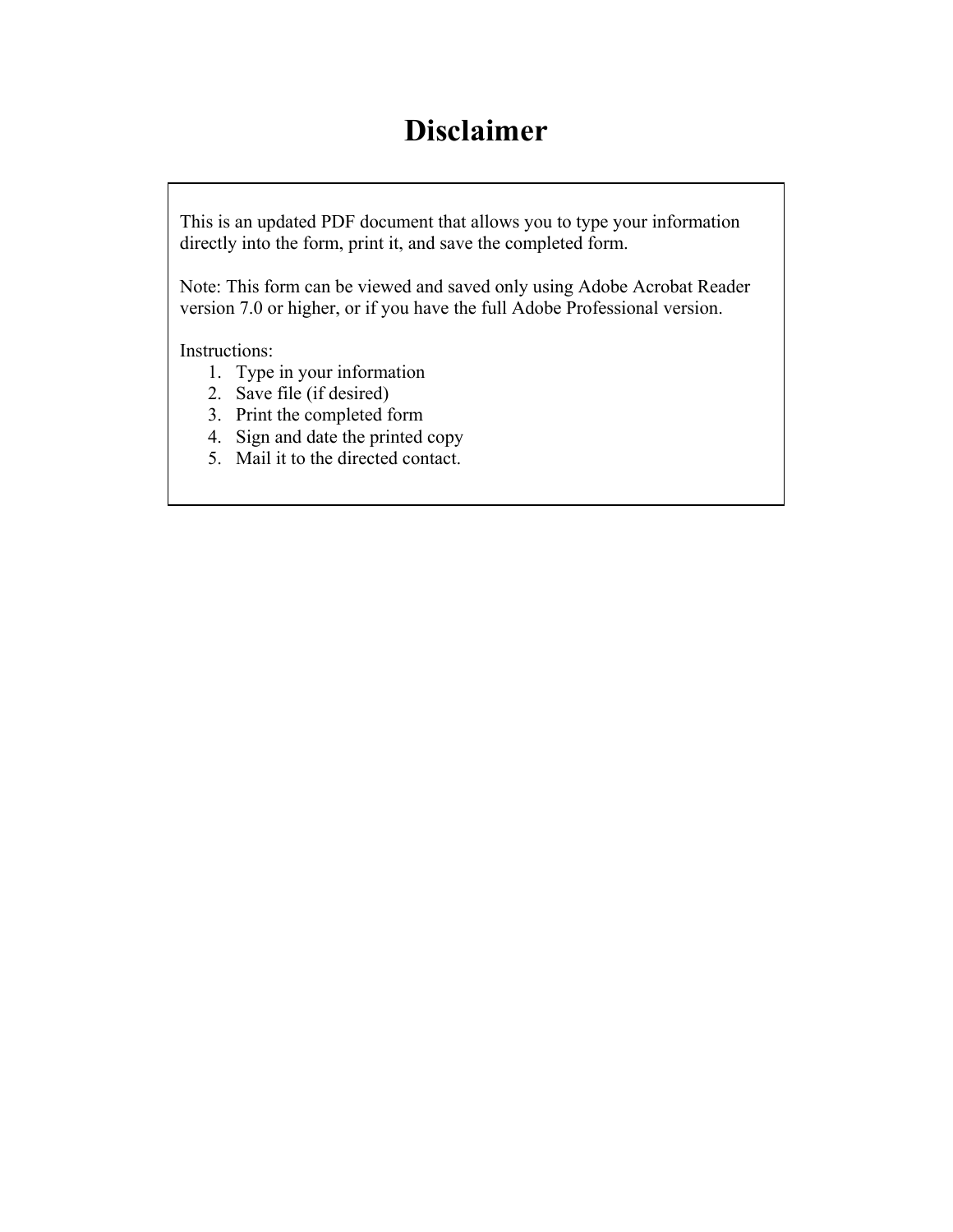# Disclaimer

This is an updated PDF document that allows you to type your information directly into the form, print it, and save the completed form.

Note: This form can be viewed and saved only using Adobe Acrobat Reader version 7.0 or higher, or if you have the full Adobe Professional version.

Instructions:

1. Type in your information
2. Save file (if desired)
3. Print the completed form
4. Sign and date the printed copy
5. Mail it to the directed contact.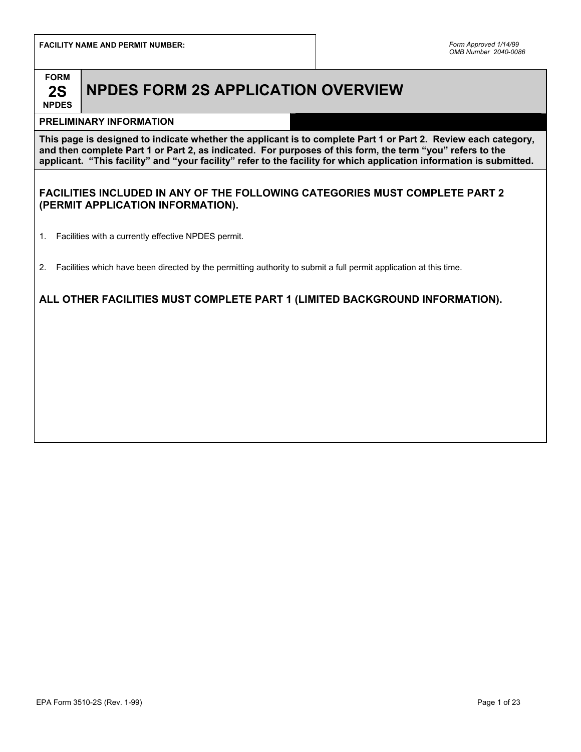**FACILITY NAME AND PERMIT NUMBER:**

*Form Approved 1/14/99*
*OMB Number 2040-0086*

**FORM 2S NPDES**

# NPDES FORM 2S APPLICATION OVERVIEW

**PRELIMINARY INFORMATION**

**This page is designed to indicate whether the applicant is to complete Part 1 or Part 2. Review each category, and then complete Part 1 or Part 2, as indicated. For purposes of this form, the term "you" refers to the applicant. "This facility" and "your facility" refer to the facility for which application information is submitted.**

### FACILITIES INCLUDED IN ANY OF THE FOLLOWING CATEGORIES MUST COMPLETE PART 2 (PERMIT APPLICATION INFORMATION).

1. Facilities with a currently effective NPDES permit.

2. Facilities which have been directed by the permitting authority to submit a full permit application at this time.

### ALL OTHER FACILITIES MUST COMPLETE PART 1 (LIMITED BACKGROUND INFORMATION).

EPA Form 3510-2S (Rev. 1-99)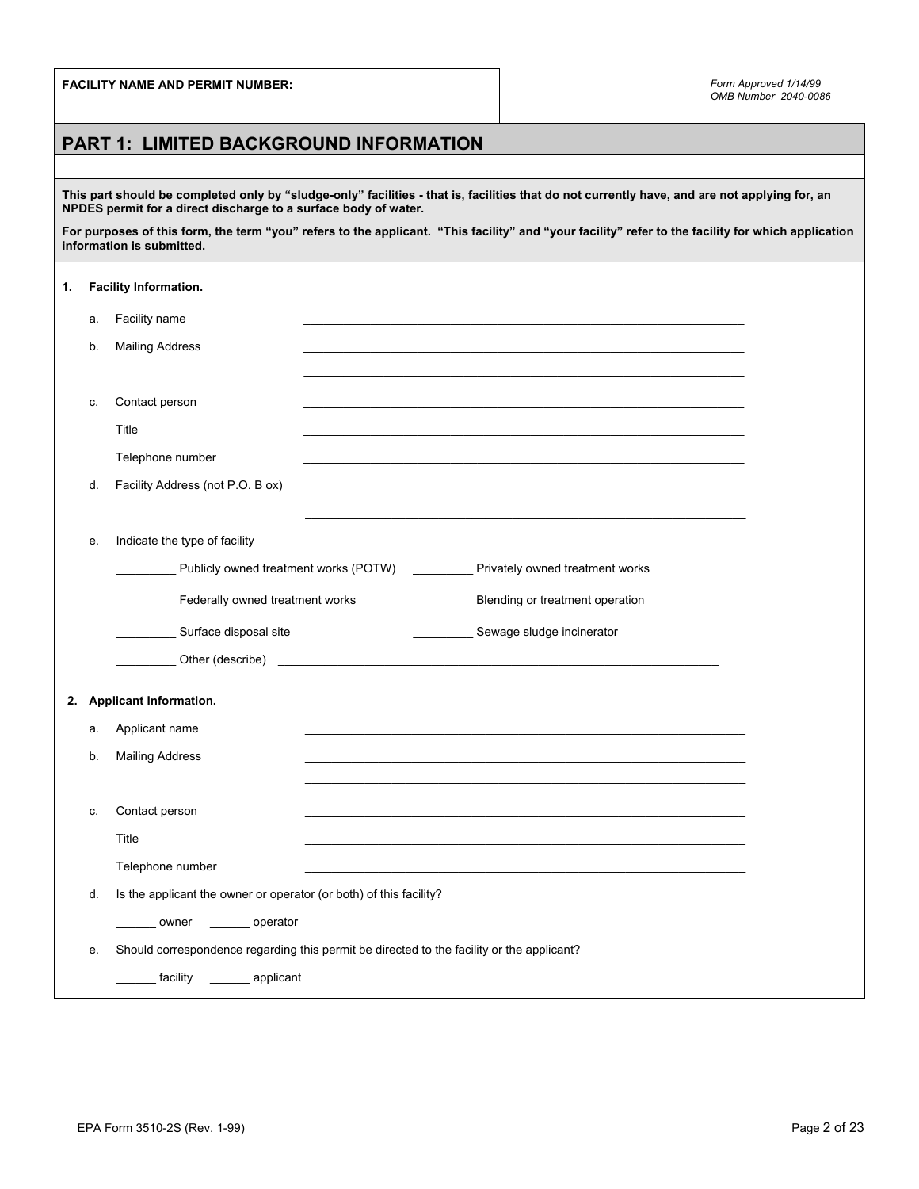**FACILITY NAME AND PERMIT NUMBER:**

*Form Approved 1/14/99*
*OMB Number 2040-0086*

## PART 1: LIMITED BACKGROUND INFORMATION

**This part should be completed only by "sludge-only" facilities - that is, facilities that do not currently have, and are not applying for, an NPDES permit for a direct discharge to a surface body of water.**

**For purposes of this form, the term "you" refers to the applicant. "This facility" and "your facility" refer to the facility for which application information is submitted.**

**1. Facility Information.**

a. Facility name ________________________________________________

b. Mailing Address ________________________________________________

________________________________________________

c. Contact person ________________________________________________

Title ________________________________________________

Telephone number ________________________________________________

d. Facility Address (not P.O. B ox) ________________________________________________

________________________________________________

e. Indicate the type of facility

_________ Publicly owned treatment works (POTW)   _________ Privately owned treatment works

_________ Federally owned treatment works   _________ Blending or treatment operation

_________ Surface disposal site   _________ Sewage sludge incinerator

_________ Other (describe) ________________________________________________

**2. Applicant Information.**

a. Applicant name ________________________________________________

b. Mailing Address ________________________________________________

________________________________________________

c. Contact person ________________________________________________

Title ________________________________________________

Telephone number ________________________________________________

d. Is the applicant the owner or operator (or both) of this facility?

______ owner   ______ operator

e. Should correspondence regarding this permit be directed to the facility or the applicant?

______ facility   ______ applicant

EPA Form 3510-2S (Rev. 1-99)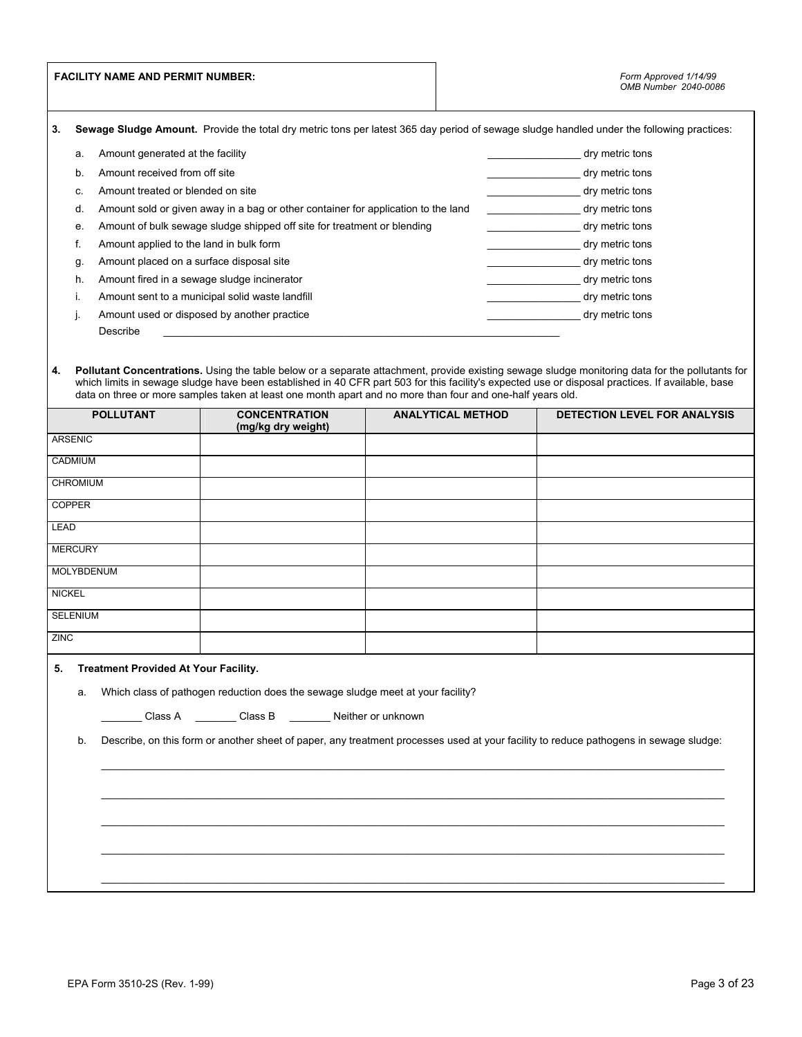**FACILITY NAME AND PERMIT NUMBER:**

*Form Approved 1/14/99*
*OMB Number 2040-0086*

**3. Sewage Sludge Amount.** Provide the total dry metric tons per latest 365 day period of sewage sludge handled under the following practices:

a. Amount generated at the facility ________________ dry metric tons

b. Amount received from off site ________________ dry metric tons

c. Amount treated or blended on site ________________ dry metric tons

d. Amount sold or given away in a bag or other container for application to the land ________________ dry metric tons

e. Amount of bulk sewage sludge shipped off site for treatment or blending ________________ dry metric tons

f. Amount applied to the land in bulk form ________________ dry metric tons

g. Amount placed on a surface disposal site ________________ dry metric tons

h. Amount fired in a sewage sludge incinerator ________________ dry metric tons

i. Amount sent to a municipal solid waste landfill ________________ dry metric tons

j. Amount used or disposed by another practice ________________ dry metric tons

Describe ____________________________________________________________

**4. Pollutant Concentrations.** Using the table below or a separate attachment, provide existing sewage sludge monitoring data for the pollutants for which limits in sewage sludge have been established in 40 CFR part 503 for this facility's expected use or disposal practices. If available, base data on three or more samples taken at least one month apart and no more than four and one-half years old.

| POLLUTANT | CONCENTRATION (mg/kg dry weight) | ANALYTICAL METHOD | DETECTION LEVEL FOR ANALYSIS |
|---|---|---|---|
| ARSENIC | | | |
| CADMIUM | | | |
| CHROMIUM | | | |
| COPPER | | | |
| LEAD | | | |
| MERCURY | | | |
| MOLYBDENUM | | | |
| NICKEL | | | |
| SELENIUM | | | |
| ZINC | | | |

**5. Treatment Provided At Your Facility.**

a. Which class of pathogen reduction does the sewage sludge meet at your facility?

_______ Class A _______ Class B _______ Neither or unknown

b. Describe, on this form or another sheet of paper, any treatment processes used at your facility to reduce pathogens in sewage sludge:

______________________________________________________________________

______________________________________________________________________

______________________________________________________________________

______________________________________________________________________

______________________________________________________________________

EPA Form 3510-2S (Rev. 1-99)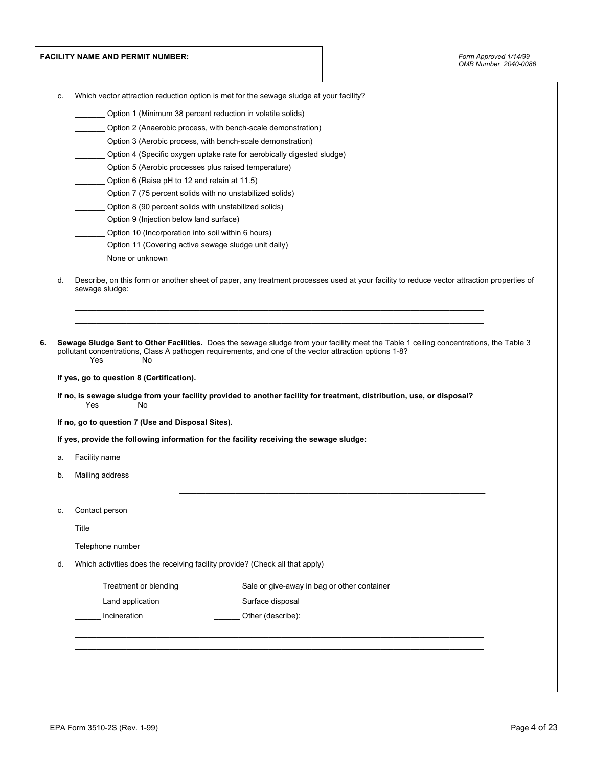**FACILITY NAME AND PERMIT NUMBER:**

*Form Approved 1/14/99*
*OMB Number 2040-0086*

c. Which vector attraction reduction option is met for the sewage sludge at your facility?

_______ Option 1 (Minimum 38 percent reduction in volatile solids)

_______ Option 2 (Anaerobic process, with bench-scale demonstration)

_______ Option 3 (Aerobic process, with bench-scale demonstration)

_______ Option 4 (Specific oxygen uptake rate for aerobically digested sludge)

_______ Option 5 (Aerobic processes plus raised temperature)

_______ Option 6 (Raise pH to 12 and retain at 11.5)

_______ Option 7 (75 percent solids with no unstabilized solids)

_______ Option 8 (90 percent solids with unstabilized solids)

_______ Option 9 (Injection below land surface)

_______ Option 10 (Incorporation into soil within 6 hours)

_______ Option 11 (Covering active sewage sludge unit daily)

_______ None or unknown

d. Describe, on this form or another sheet of paper, any treatment processes used at your facility to reduce vector attraction properties of sewage sludge:

_______________________________________________________________________________

_______________________________________________________________________________

**6. Sewage Sludge Sent to Other Facilities.** Does the sewage sludge from your facility meet the Table 1 ceiling concentrations, the Table 3 pollutant concentrations, Class A pathogen requirements, and one of the vector attraction options 1-8?
_______ Yes _______ No

**If yes, go to question 8 (Certification).**

**If no, is sewage sludge from your facility provided to another facility for treatment, distribution, use, or disposal?**
______ Yes ______ No

**If no, go to question 7 (Use and Disposal Sites).**

**If yes, provide the following information for the facility receiving the sewage sludge:**

a. Facility name _______________________________________________

b. Mailing address _______________________________________________

_______________________________________________

c. Contact person _______________________________________________

Title _______________________________________________

Telephone number _______________________________________________

d. Which activities does the receiving facility provide? (Check all that apply)

______ Treatment or blending ______ Sale or give-away in bag or other container

______ Land application ______ Surface disposal

______ Incineration ______ Other (describe):

_______________________________________________________________________________

_______________________________________________________________________________

EPA Form 3510-2S (Rev. 1-99)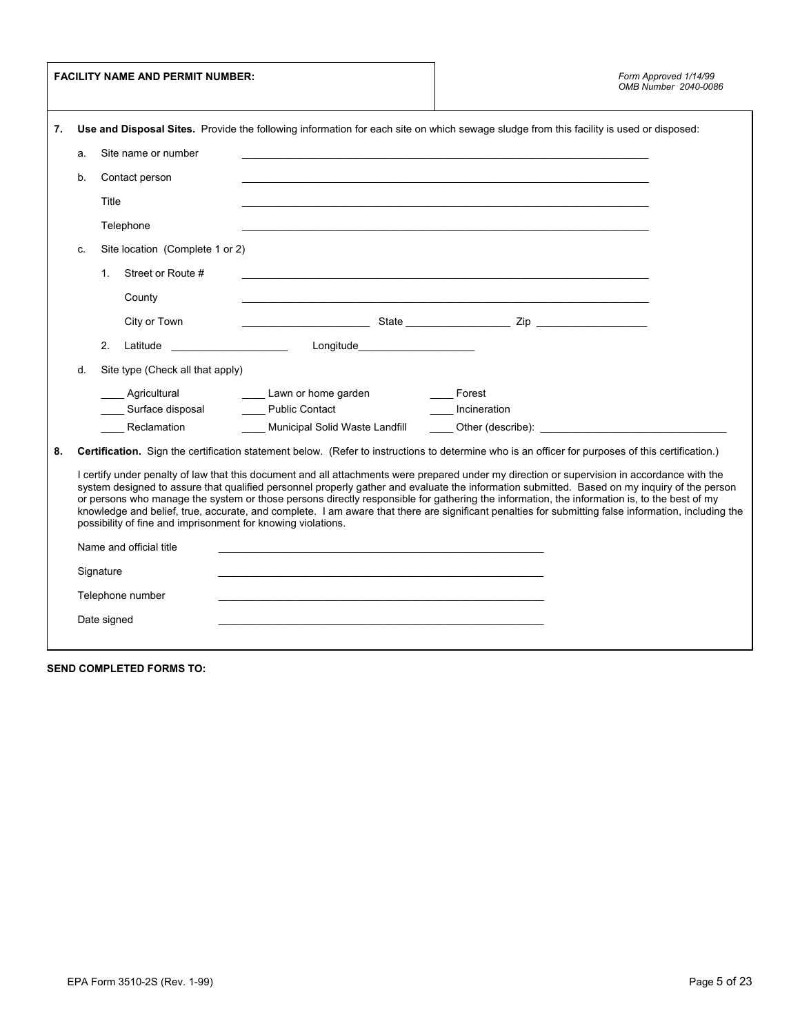**FACILITY NAME AND PERMIT NUMBER:**

*Form Approved 1/14/99*
*OMB Number 2040-0086*

**7. Use and Disposal Sites.** Provide the following information for each site on which sewage sludge from this facility is used or disposed:

a. Site name or number \_\_\_\_\_\_\_\_\_\_\_\_\_\_\_\_\_\_\_\_\_\_\_\_\_\_\_\_\_\_\_\_\_\_\_\_\_\_\_\_\_\_\_\_

b. Contact person \_\_\_\_\_\_\_\_\_\_\_\_\_\_\_\_\_\_\_\_\_\_\_\_\_\_\_\_\_\_\_\_\_\_\_\_\_\_\_\_\_\_\_\_

Title \_\_\_\_\_\_\_\_\_\_\_\_\_\_\_\_\_\_\_\_\_\_\_\_\_\_\_\_\_\_\_\_\_\_\_\_\_\_\_\_\_\_\_\_

Telephone \_\_\_\_\_\_\_\_\_\_\_\_\_\_\_\_\_\_\_\_\_\_\_\_\_\_\_\_\_\_\_\_\_\_\_\_\_\_\_\_\_\_\_\_

c. Site location (Complete 1 or 2)

1. Street or Route # \_\_\_\_\_\_\_\_\_\_\_\_\_\_\_\_\_\_\_\_\_\_\_\_\_\_\_\_\_\_\_\_\_\_\_\_\_\_\_\_\_\_\_\_

   County \_\_\_\_\_\_\_\_\_\_\_\_\_\_\_\_\_\_\_\_\_\_\_\_\_\_\_\_\_\_\_\_\_\_\_\_\_\_\_\_\_\_\_\_

   City or Town \_\_\_\_\_\_\_\_\_\_\_\_\_\_\_\_ State \_\_\_\_\_\_\_\_\_\_\_\_\_\_ Zip \_\_\_\_\_\_\_\_\_\_\_\_\_\_

2. Latitude \_\_\_\_\_\_\_\_\_\_\_\_\_\_\_\_ Longitude \_\_\_\_\_\_\_\_\_\_\_\_\_\_\_\_

d. Site type (Check all that apply)

\_\_\_\_ Agricultural　　\_\_\_\_ Lawn or home garden　　\_\_\_\_ Forest
\_\_\_\_ Surface disposal　　\_\_\_\_ Public Contact　　\_\_\_\_ Incineration
\_\_\_\_ Reclamation　　\_\_\_\_ Municipal Solid Waste Landfill　　\_\_\_\_ Other (describe): \_\_\_\_\_\_\_\_\_\_\_\_\_\_\_\_\_\_\_\_\_\_\_\_

**8. Certification.** Sign the certification statement below. (Refer to instructions to determine who is an officer for purposes of this certification.)

I certify under penalty of law that this document and all attachments were prepared under my direction or supervision in accordance with the system designed to assure that qualified personnel properly gather and evaluate the information submitted. Based on my inquiry of the person or persons who manage the system or those persons directly responsible for gathering the information, the information is, to the best of my knowledge and belief, true, accurate, and complete. I am aware that there are significant penalties for submitting false information, including the possibility of fine and imprisonment for knowing violations.

Name and official title \_\_\_\_\_\_\_\_\_\_\_\_\_\_\_\_\_\_\_\_\_\_\_\_\_\_\_\_\_\_\_\_\_\_\_\_\_\_\_\_

Signature \_\_\_\_\_\_\_\_\_\_\_\_\_\_\_\_\_\_\_\_\_\_\_\_\_\_\_\_\_\_\_\_\_\_\_\_\_\_\_\_

Telephone number \_\_\_\_\_\_\_\_\_\_\_\_\_\_\_\_\_\_\_\_\_\_\_\_\_\_\_\_\_\_\_\_\_\_\_\_\_\_\_\_

Date signed \_\_\_\_\_\_\_\_\_\_\_\_\_\_\_\_\_\_\_\_\_\_\_\_\_\_\_\_\_\_\_\_\_\_\_\_\_\_\_\_

**SEND COMPLETED FORMS TO:**

EPA Form 3510-2S (Rev. 1-99)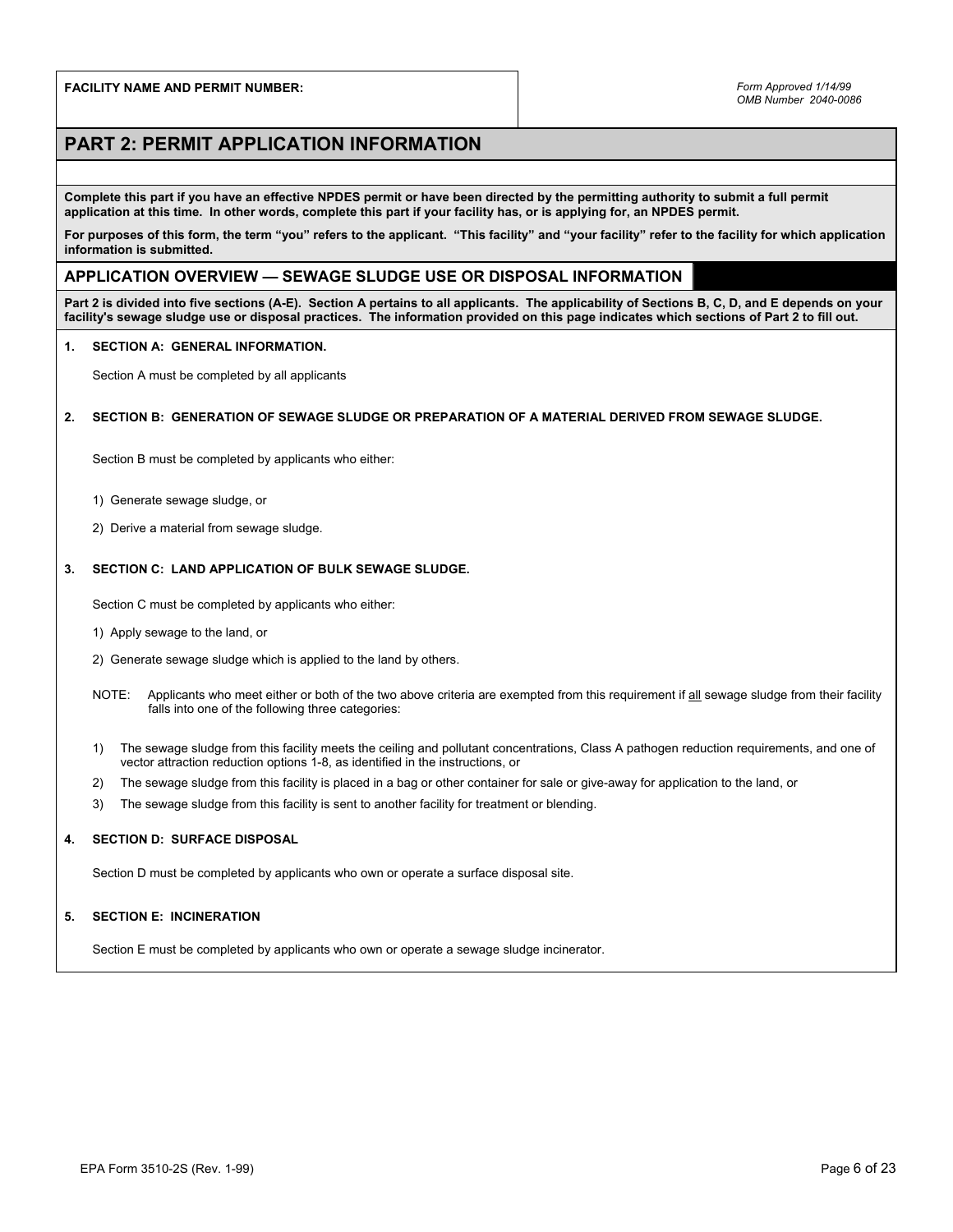**FACILITY NAME AND PERMIT NUMBER:**

*Form Approved 1/14/99*
*OMB Number 2040-0086*

# PART 2: PERMIT APPLICATION INFORMATION

**Complete this part if you have an effective NPDES permit or have been directed by the permitting authority to submit a full permit application at this time. In other words, complete this part if your facility has, or is applying for, an NPDES permit.**

**For purposes of this form, the term "you" refers to the applicant. "This facility" and "your facility" refer to the facility for which application information is submitted.**

## APPLICATION OVERVIEW — SEWAGE SLUDGE USE OR DISPOSAL INFORMATION

**Part 2 is divided into five sections (A-E). Section A pertains to all applicants. The applicability of Sections B, C, D, and E depends on your facility's sewage sludge use or disposal practices. The information provided on this page indicates which sections of Part 2 to fill out.**

**1. SECTION A: GENERAL INFORMATION.**

Section A must be completed by all applicants

**2. SECTION B: GENERATION OF SEWAGE SLUDGE OR PREPARATION OF A MATERIAL DERIVED FROM SEWAGE SLUDGE.**

Section B must be completed by applicants who either:

1) Generate sewage sludge, or

2) Derive a material from sewage sludge.

**3. SECTION C: LAND APPLICATION OF BULK SEWAGE SLUDGE.**

Section C must be completed by applicants who either:

1) Apply sewage to the land, or

2) Generate sewage sludge which is applied to the land by others.

NOTE: Applicants who meet either or both of the two above criteria are exempted from this requirement if all sewage sludge from their facility falls into one of the following three categories:

1) The sewage sludge from this facility meets the ceiling and pollutant concentrations, Class A pathogen reduction requirements, and one of vector attraction reduction options 1-8, as identified in the instructions, or
2) The sewage sludge from this facility is placed in a bag or other container for sale or give-away for application to the land, or
3) The sewage sludge from this facility is sent to another facility for treatment or blending.

**4. SECTION D: SURFACE DISPOSAL**

Section D must be completed by applicants who own or operate a surface disposal site.

**5. SECTION E: INCINERATION**

Section E must be completed by applicants who own or operate a sewage sludge incinerator.

EPA Form 3510-2S (Rev. 1-99)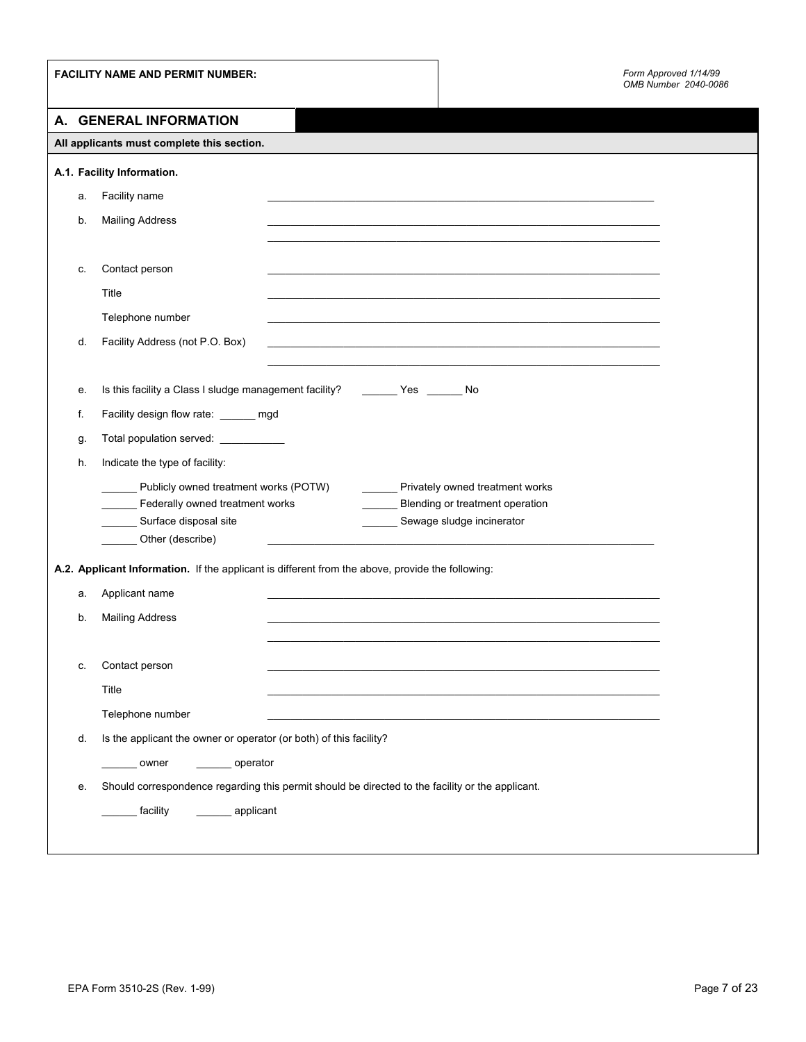**FACILITY NAME AND PERMIT NUMBER:**

*Form Approved 1/14/99*
*OMB Number 2040-0086*

## A. GENERAL INFORMATION

**All applicants must complete this section.**

**A.1. Facility Information.**

a. Facility name ______________________________

b. Mailing Address ______________________________
______________________________

c. Contact person ______________________________

Title ______________________________

Telephone number ______________________________

d. Facility Address (not P.O. Box) ______________________________
______________________________

e. Is this facility a Class I sludge management facility? ______ Yes ______ No

f. Facility design flow rate: ______ mgd

g. Total population served: ___________

h. Indicate the type of facility:

______ Publicly owned treatment works (POTW)
______ Privately owned treatment works
______ Federally owned treatment works
______ Blending or treatment operation
______ Surface disposal site
______ Sewage sludge incinerator
______ Other (describe) ______________________________

**A.2. Applicant Information.** If the applicant is different from the above, provide the following:

a. Applicant name ______________________________

b. Mailing Address ______________________________
______________________________

c. Contact person ______________________________

Title ______________________________

Telephone number ______________________________

d. Is the applicant the owner or operator (or both) of this facility?

______ owner ______ operator

e. Should correspondence regarding this permit should be directed to the facility or the applicant.

______ facility ______ applicant

EPA Form 3510-2S (Rev. 1-99)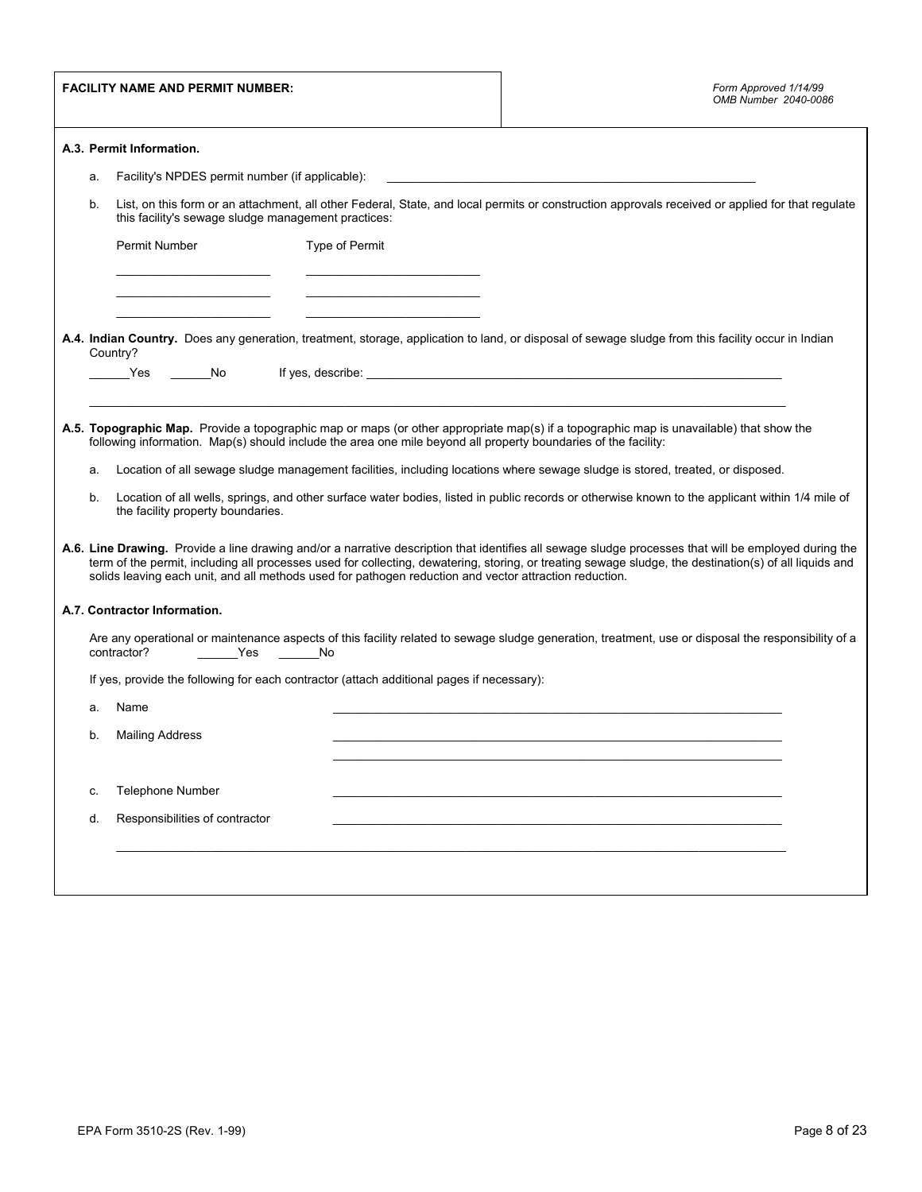**FACILITY NAME AND PERMIT NUMBER:**

*Form Approved 1/14/99*
*OMB Number 2040-0086*

**A.3. Permit Information.**

a. Facility's NPDES permit number (if applicable): ______________________________

b. List, on this form or an attachment, all other Federal, State, and local permits or construction approvals received or applied for that regulate this facility's sewage sludge management practices:

| Permit Number | Type of Permit |
|---|---|
| ______________ | ______________ |
| ______________ | ______________ |
| ______________ | ______________ |

**A.4. Indian Country.** Does any generation, treatment, storage, application to land, or disposal of sewage sludge from this facility occur in Indian Country?

______Yes ______No If yes, describe: ______________________________

______________________________________________________________

**A.5. Topographic Map.** Provide a topographic map or maps (or other appropriate map(s) if a topographic map is unavailable) that show the following information. Map(s) should include the area one mile beyond all property boundaries of the facility:

a. Location of all sewage sludge management facilities, including locations where sewage sludge is stored, treated, or disposed.

b. Location of all wells, springs, and other surface water bodies, listed in public records or otherwise known to the applicant within 1/4 mile of the facility property boundaries.

**A.6. Line Drawing.** Provide a line drawing and/or a narrative description that identifies all sewage sludge processes that will be employed during the term of the permit, including all processes used for collecting, dewatering, storing, or treating sewage sludge, the destination(s) of all liquids and solids leaving each unit, and all methods used for pathogen reduction and vector attraction reduction.

**A.7. Contractor Information.**

Are any operational or maintenance aspects of this facility related to sewage sludge generation, treatment, use or disposal the responsibility of a contractor? ______Yes ______No

If yes, provide the following for each contractor (attach additional pages if necessary):

a. Name ______________________________

b. Mailing Address ______________________________

______________________________

c. Telephone Number ______________________________

d. Responsibilities of contractor ______________________________

______________________________________________________________

EPA Form 3510-2S (Rev. 1-99)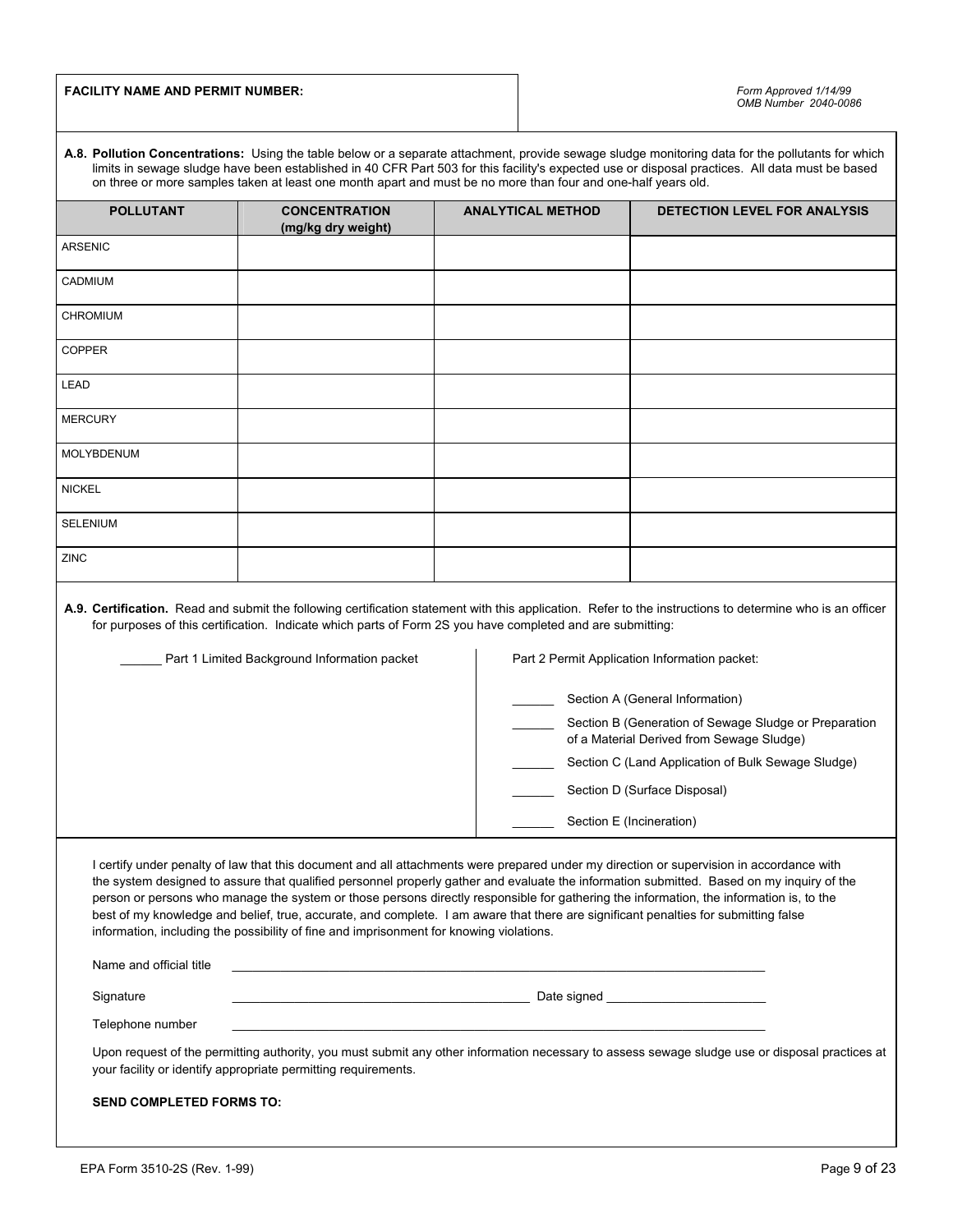**FACILITY NAME AND PERMIT NUMBER:**

*Form Approved 1/14/99*
*OMB Number 2040-0086*

**A.8. Pollution Concentrations:** Using the table below or a separate attachment, provide sewage sludge monitoring data for the pollutants for which limits in sewage sludge have been established in 40 CFR Part 503 for this facility's expected use or disposal practices. All data must be based on three or more samples taken at least one month apart and must be no more than four and one-half years old.

| POLLUTANT | CONCENTRATION (mg/kg dry weight) | ANALYTICAL METHOD | DETECTION LEVEL FOR ANALYSIS |
|---|---|---|---|
| ARSENIC | | | |
| CADMIUM | | | |
| CHROMIUM | | | |
| COPPER | | | |
| LEAD | | | |
| MERCURY | | | |
| MOLYBDENUM | | | |
| NICKEL | | | |
| SELENIUM | | | |
| ZINC | | | |

**A.9. Certification.** Read and submit the following certification statement with this application. Refer to the instructions to determine who is an officer for purposes of this certification. Indicate which parts of Form 2S you have completed and are submitting:

______ Part 1 Limited Background Information packet

Part 2 Permit Application Information packet:

______ Section A (General Information)

______ Section B (Generation of Sewage Sludge or Preparation of a Material Derived from Sewage Sludge)

______ Section C (Land Application of Bulk Sewage Sludge)

______ Section D (Surface Disposal)

______ Section E (Incineration)

I certify under penalty of law that this document and all attachments were prepared under my direction or supervision in accordance with the system designed to assure that qualified personnel properly gather and evaluate the information submitted. Based on my inquiry of the person or persons who manage the system or those persons directly responsible for gathering the information, the information is, to the best of my knowledge and belief, true, accurate, and complete. I am aware that there are significant penalties for submitting false information, including the possibility of fine and imprisonment for knowing violations.

Name and official title ______________________________________________

Signature ______________________________ Date signed ____________________

Telephone number ______________________________________________

Upon request of the permitting authority, you must submit any other information necessary to assess sewage sludge use or disposal practices at your facility or identify appropriate permitting requirements.

**SEND COMPLETED FORMS TO:**

EPA Form 3510-2S (Rev. 1-99)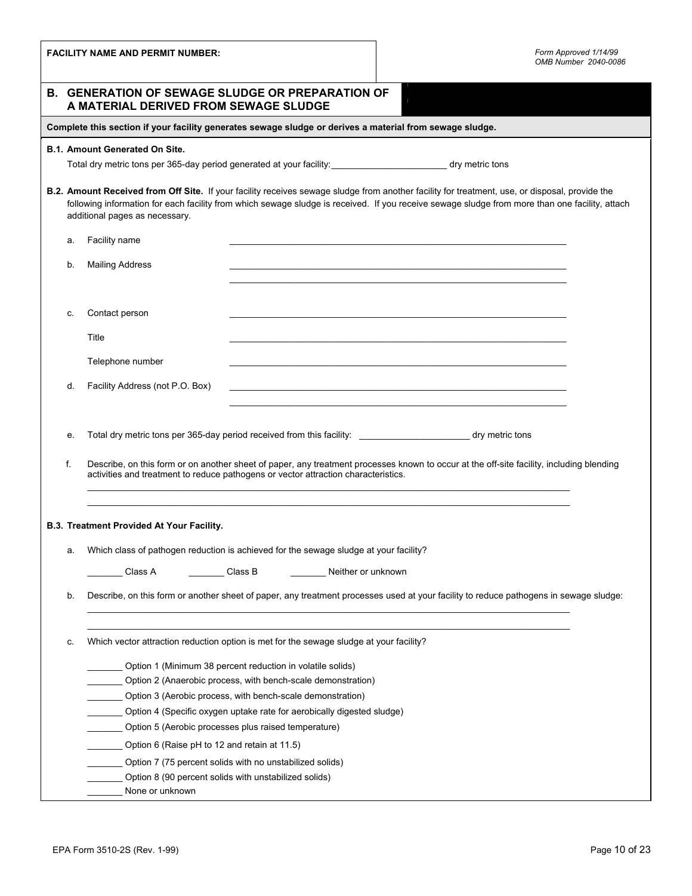**FACILITY NAME AND PERMIT NUMBER:**

*Form Approved 1/14/99*
*OMB Number 2040-0086*

## B. GENERATION OF SEWAGE SLUDGE OR PREPARATION OF A MATERIAL DERIVED FROM SEWAGE SLUDGE

**Complete this section if your facility generates sewage sludge or derives a material from sewage sludge.**

**B.1. Amount Generated On Site.**

Total dry metric tons per 365-day period generated at your facility: _______________________ dry metric tons

**B.2. Amount Received from Off Site.** If your facility receives sewage sludge from another facility for treatment, use, or disposal, provide the following information for each facility from which sewage sludge is received. If you receive sewage sludge from more than one facility, attach additional pages as necessary.

a. Facility name _______________________________________________

b. Mailing Address _______________________________________________

_______________________________________________

c. Contact person _______________________________________________

Title _______________________________________________

Telephone number _______________________________________________

d. Facility Address (not P.O. Box) _______________________________________________

_______________________________________________

e. Total dry metric tons per 365-day period received from this facility: ______________________ dry metric tons

f. Describe, on this form or on another sheet of paper, any treatment processes known to occur at the off-site facility, including blending activities and treatment to reduce pathogens or vector attraction characteristics.

_______________________________________________

_______________________________________________

**B.3. Treatment Provided At Your Facility.**

a. Which class of pathogen reduction is achieved for the sewage sludge at your facility?

_______ Class A _______ Class B _______ Neither or unknown

b. Describe, on this form or another sheet of paper, any treatment processes used at your facility to reduce pathogens in sewage sludge:

_______________________________________________

_______________________________________________

c. Which vector attraction reduction option is met for the sewage sludge at your facility?

_______ Option 1 (Minimum 38 percent reduction in volatile solids)
_______ Option 2 (Anaerobic process, with bench-scale demonstration)
_______ Option 3 (Aerobic process, with bench-scale demonstration)
_______ Option 4 (Specific oxygen uptake rate for aerobically digested sludge)
_______ Option 5 (Aerobic processes plus raised temperature)
_______ Option 6 (Raise pH to 12 and retain at 11.5)
_______ Option 7 (75 percent solids with no unstabilized solids)
_______ Option 8 (90 percent solids with unstabilized solids)
_______ None or unknown

EPA Form 3510-2S (Rev. 1-99)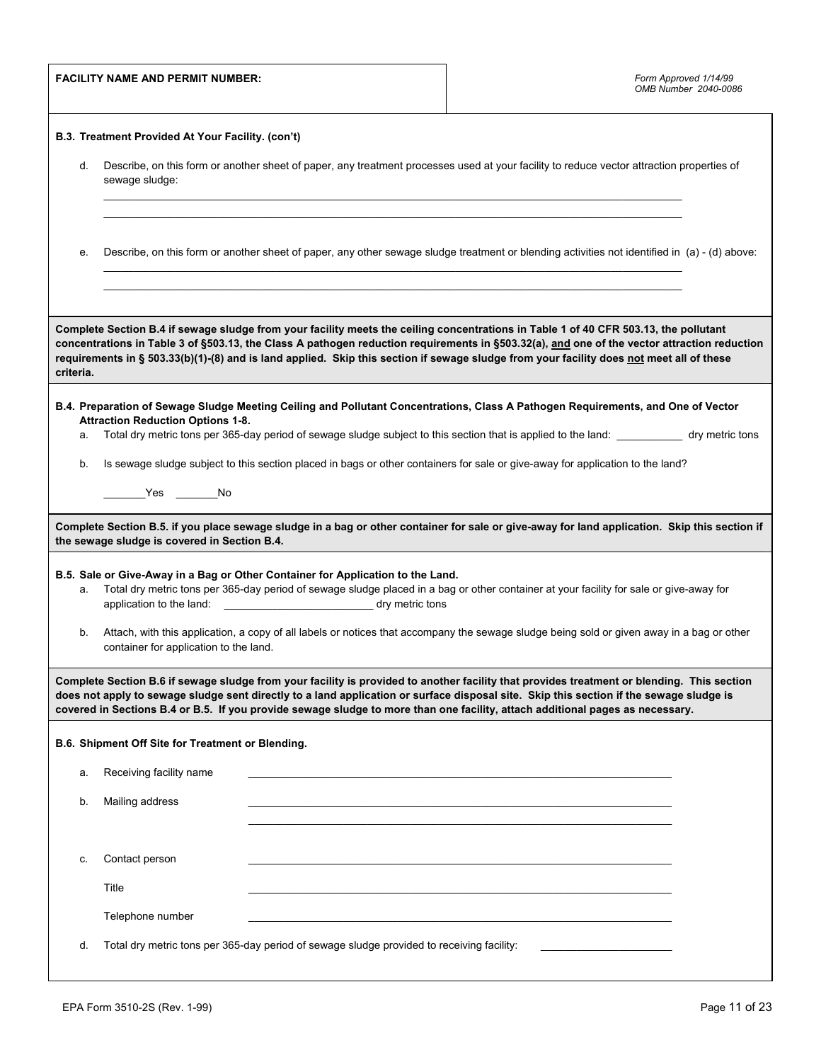**FACILITY NAME AND PERMIT NUMBER:**

*Form Approved 1/14/99*
*OMB Number 2040-0086*

**B.3. Treatment Provided At Your Facility. (con't)**

d. Describe, on this form or another sheet of paper, any treatment processes used at your facility to reduce vector attraction properties of sewage sludge:

\_\_\_\_\_\_\_\_\_\_\_\_\_\_\_\_\_\_\_\_\_\_\_\_\_\_\_\_\_\_\_\_\_\_\_\_\_\_\_\_\_\_\_\_\_\_\_\_\_\_\_\_\_\_\_\_\_\_\_\_\_\_\_\_\_\_\_\_\_\_\_\_\_\_\_\_

\_\_\_\_\_\_\_\_\_\_\_\_\_\_\_\_\_\_\_\_\_\_\_\_\_\_\_\_\_\_\_\_\_\_\_\_\_\_\_\_\_\_\_\_\_\_\_\_\_\_\_\_\_\_\_\_\_\_\_\_\_\_\_\_\_\_\_\_\_\_\_\_\_\_\_\_

e. Describe, on this form or another sheet of paper, any other sewage sludge treatment or blending activities not identified in (a) - (d) above:

\_\_\_\_\_\_\_\_\_\_\_\_\_\_\_\_\_\_\_\_\_\_\_\_\_\_\_\_\_\_\_\_\_\_\_\_\_\_\_\_\_\_\_\_\_\_\_\_\_\_\_\_\_\_\_\_\_\_\_\_\_\_\_\_\_\_\_\_\_\_\_\_\_\_\_\_

\_\_\_\_\_\_\_\_\_\_\_\_\_\_\_\_\_\_\_\_\_\_\_\_\_\_\_\_\_\_\_\_\_\_\_\_\_\_\_\_\_\_\_\_\_\_\_\_\_\_\_\_\_\_\_\_\_\_\_\_\_\_\_\_\_\_\_\_\_\_\_\_\_\_\_\_

**Complete Section B.4 if sewage sludge from your facility meets the ceiling concentrations in Table 1 of 40 CFR 503.13, the pollutant concentrations in Table 3 of §503.13, the Class A pathogen reduction requirements in §503.32(a), <u>and</u> one of the vector attraction reduction requirements in § 503.33(b)(1)-(8) and is land applied. Skip this section if sewage sludge from your facility does <u>not</u> meet all of these criteria.**

**B.4. Preparation of Sewage Sludge Meeting Ceiling and Pollutant Concentrations, Class A Pathogen Requirements, and One of Vector Attraction Reduction Options 1-8.**

a. Total dry metric tons per 365-day period of sewage sludge subject to this section that is applied to the land: \_\_\_\_\_\_\_\_\_\_\_ dry metric tons

b. Is sewage sludge subject to this section placed in bags or other containers for sale or give-away for application to the land?

\_\_\_\_\_\_\_Yes \_\_\_\_\_\_\_No

**Complete Section B.5. if you place sewage sludge in a bag or other container for sale or give-away for land application. Skip this section if the sewage sludge is covered in Section B.4.**

**B.5. Sale or Give-Away in a Bag or Other Container for Application to the Land.**

a. Total dry metric tons per 365-day period of sewage sludge placed in a bag or other container at your facility for sale or give-away for application to the land: \_\_\_\_\_\_\_\_\_\_\_\_\_\_\_\_\_\_\_\_\_\_\_\_\_ dry metric tons

b. Attach, with this application, a copy of all labels or notices that accompany the sewage sludge being sold or given away in a bag or other container for application to the land.

**Complete Section B.6 if sewage sludge from your facility is provided to another facility that provides treatment or blending. This section does not apply to sewage sludge sent directly to a land application or surface disposal site. Skip this section if the sewage sludge is covered in Sections B.4 or B.5. If you provide sewage sludge to more than one facility, attach additional pages as necessary.**

**B.6. Shipment Off Site for Treatment or Blending.**

a. Receiving facility name \_\_\_\_\_\_\_\_\_\_\_\_\_\_\_\_\_\_\_\_\_\_\_\_\_\_\_\_\_\_\_\_\_\_\_\_\_\_\_\_\_\_\_\_\_\_\_\_\_\_\_\_

b. Mailing address \_\_\_\_\_\_\_\_\_\_\_\_\_\_\_\_\_\_\_\_\_\_\_\_\_\_\_\_\_\_\_\_\_\_\_\_\_\_\_\_\_\_\_\_\_\_\_\_\_\_\_\_

\_\_\_\_\_\_\_\_\_\_\_\_\_\_\_\_\_\_\_\_\_\_\_\_\_\_\_\_\_\_\_\_\_\_\_\_\_\_\_\_\_\_\_\_\_\_\_\_\_\_\_\_

c. Contact person \_\_\_\_\_\_\_\_\_\_\_\_\_\_\_\_\_\_\_\_\_\_\_\_\_\_\_\_\_\_\_\_\_\_\_\_\_\_\_\_\_\_\_\_\_\_\_\_\_\_\_\_

Title \_\_\_\_\_\_\_\_\_\_\_\_\_\_\_\_\_\_\_\_\_\_\_\_\_\_\_\_\_\_\_\_\_\_\_\_\_\_\_\_\_\_\_\_\_\_\_\_\_\_\_\_

Telephone number \_\_\_\_\_\_\_\_\_\_\_\_\_\_\_\_\_\_\_\_\_\_\_\_\_\_\_\_\_\_\_\_\_\_\_\_\_\_\_\_\_\_\_\_\_\_\_\_\_\_\_\_

d. Total dry metric tons per 365-day period of sewage sludge provided to receiving facility: \_\_\_\_\_\_\_\_\_\_\_\_\_\_\_\_\_\_\_\_\_\_

EPA Form 3510-2S (Rev. 1-99)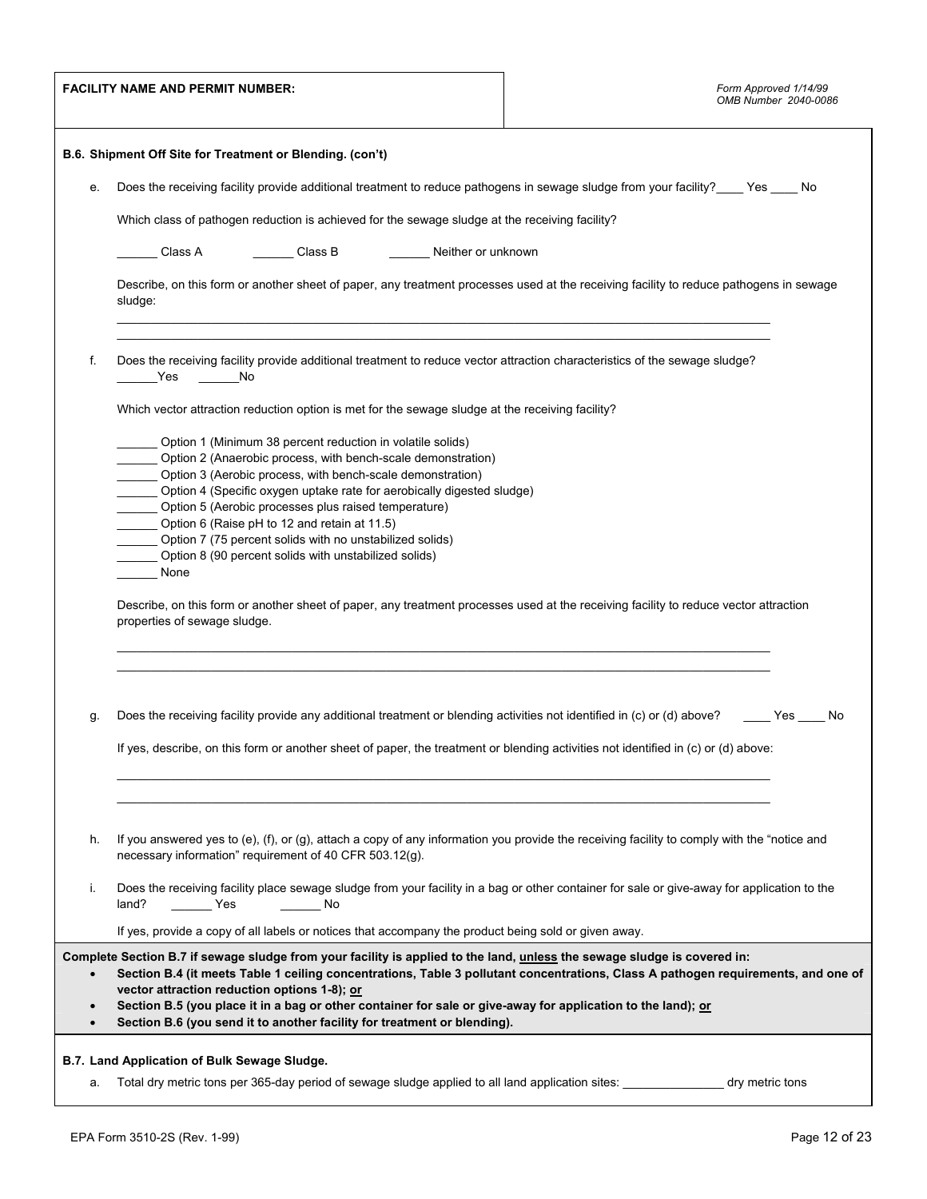**FACILITY NAME AND PERMIT NUMBER:**

*Form Approved 1/14/99*
*OMB Number 2040-0086*

**B.6. Shipment Off Site for Treatment or Blending. (con't)**

e. Does the receiving facility provide additional treatment to reduce pathogens in sewage sludge from your facility? ____ Yes ____ No

Which class of pathogen reduction is achieved for the sewage sludge at the receiving facility?

______ Class A ______ Class B ______ Neither or unknown

Describe, on this form or another sheet of paper, any treatment processes used at the receiving facility to reduce pathogens in sewage sludge:

_______________________________________________________________________________

_______________________________________________________________________________

f. Does the receiving facility provide additional treatment to reduce vector attraction characteristics of the sewage sludge?
______Yes ______No

Which vector attraction reduction option is met for the sewage sludge at the receiving facility?

______ Option 1 (Minimum 38 percent reduction in volatile solids)
______ Option 2 (Anaerobic process, with bench-scale demonstration)
______ Option 3 (Aerobic process, with bench-scale demonstration)
______ Option 4 (Specific oxygen uptake rate for aerobically digested sludge)
______ Option 5 (Aerobic processes plus raised temperature)
______ Option 6 (Raise pH to 12 and retain at 11.5)
______ Option 7 (75 percent solids with no unstabilized solids)
______ Option 8 (90 percent solids with unstabilized solids)
______ None

Describe, on this form or another sheet of paper, any treatment processes used at the receiving facility to reduce vector attraction properties of sewage sludge.

_______________________________________________________________________________

_______________________________________________________________________________

g. Does the receiving facility provide any additional treatment or blending activities not identified in (c) or (d) above? ____ Yes ____ No

If yes, describe, on this form or another sheet of paper, the treatment or blending activities not identified in (c) or (d) above:

_______________________________________________________________________________

_______________________________________________________________________________

h. If you answered yes to (e), (f), or (g), attach a copy of any information you provide the receiving facility to comply with the "notice and necessary information" requirement of 40 CFR 503.12(g).

i. Does the receiving facility place sewage sludge from your facility in a bag or other container for sale or give-away for application to the land? ______ Yes ______ No

If yes, provide a copy of all labels or notices that accompany the product being sold or given away.

**Complete Section B.7 if sewage sludge from your facility is applied to the land, unless the sewage sludge is covered in:**

- **Section B.4 (it meets Table 1 ceiling concentrations, Table 3 pollutant concentrations, Class A pathogen requirements, and one of vector attraction reduction options 1-8); or**
- **Section B.5 (you place it in a bag or other container for sale or give-away for application to the land); or**
- **Section B.6 (you send it to another facility for treatment or blending).**

**B.7. Land Application of Bulk Sewage Sludge.**

a. Total dry metric tons per 365-day period of sewage sludge applied to all land application sites: _______________ dry metric tons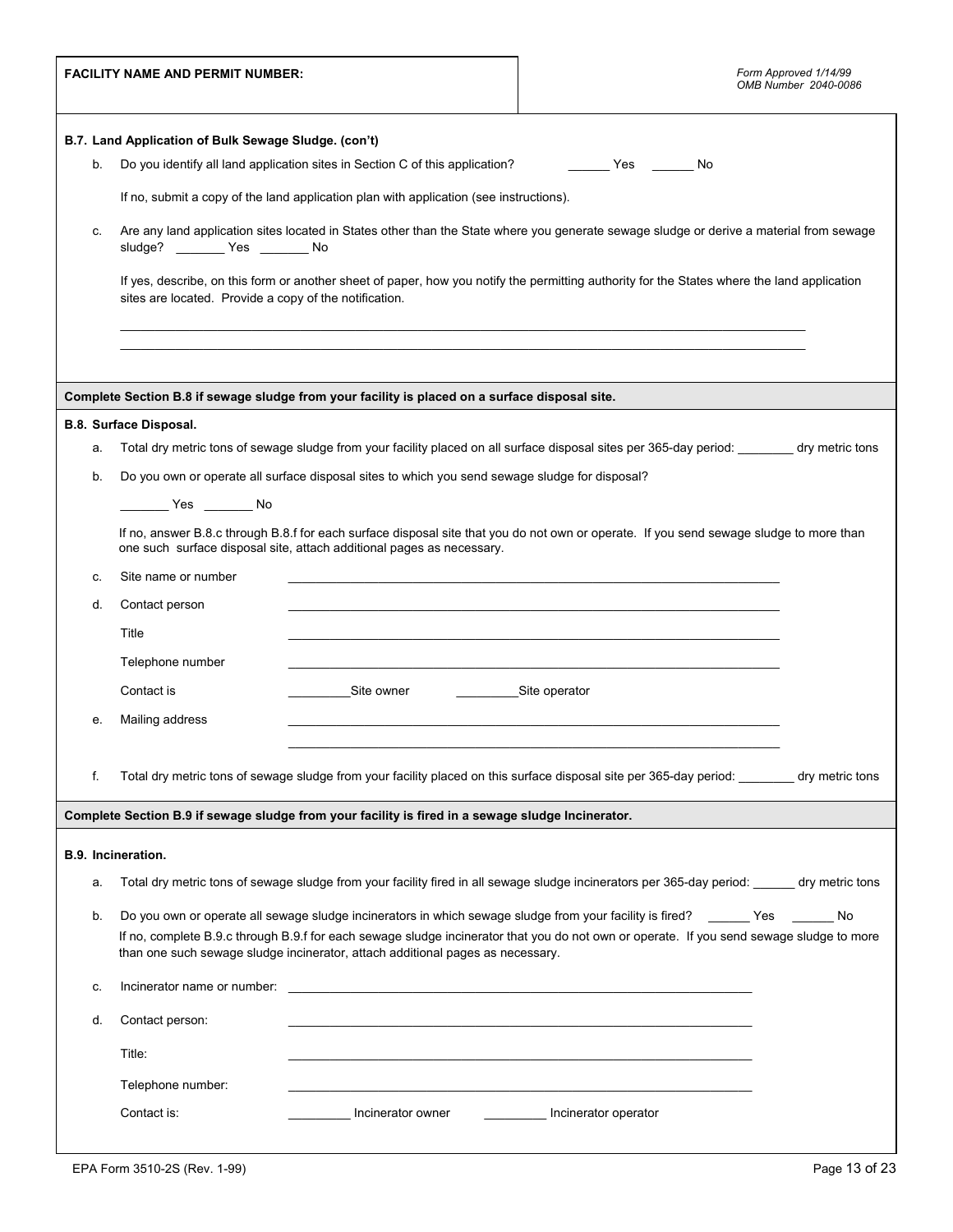**FACILITY NAME AND PERMIT NUMBER:**

*Form Approved 1/14/99*
*OMB Number 2040-0086*

**B.7. Land Application of Bulk Sewage Sludge. (con't)**

b. Do you identify all land application sites in Section C of this application? ______ Yes ______ No

If no, submit a copy of the land application plan with application (see instructions).

c. Are any land application sites located in States other than the State where you generate sewage sludge or derive a material from sewage sludge? _______ Yes _______ No

If yes, describe, on this form or another sheet of paper, how you notify the permitting authority for the States where the land application sites are located. Provide a copy of the notification.

_______________________________________________________________________________

_______________________________________________________________________________

**Complete Section B.8 if sewage sludge from your facility is placed on a surface disposal site.**

**B.8. Surface Disposal.**

a. Total dry metric tons of sewage sludge from your facility placed on all surface disposal sites per 365-day period: ________ dry metric tons

b. Do you own or operate all surface disposal sites to which you send sewage sludge for disposal?

_______ Yes _______ No

If no, answer B.8.c through B.8.f for each surface disposal site that you do not own or operate. If you send sewage sludge to more than one such surface disposal site, attach additional pages as necessary.

c. Site name or number ____________________________________________

d. Contact person ____________________________________________

Title ____________________________________________

Telephone number ____________________________________________

Contact is _________Site owner _________Site operator

e. Mailing address ____________________________________________

____________________________________________

f. Total dry metric tons of sewage sludge from your facility placed on this surface disposal site per 365-day period: ________ dry metric tons

**Complete Section B.9 if sewage sludge from your facility is fired in a sewage sludge Incinerator.**

**B.9. Incineration.**

a. Total dry metric tons of sewage sludge from your facility fired in all sewage sludge incinerators per 365-day period: ______ dry metric tons

b. Do you own or operate all sewage sludge incinerators in which sewage sludge from your facility is fired? ______ Yes ______ No

If no, complete B.9.c through B.9.f for each sewage sludge incinerator that you do not own or operate. If you send sewage sludge to more than one such sewage sludge incinerator, attach additional pages as necessary.

c. Incinerator name or number: ____________________________________________

d. Contact person: ____________________________________________

Title: ____________________________________________

Telephone number: ____________________________________________

Contact is: _________ Incinerator owner _________ Incinerator operator

EPA Form 3510-2S (Rev. 1-99)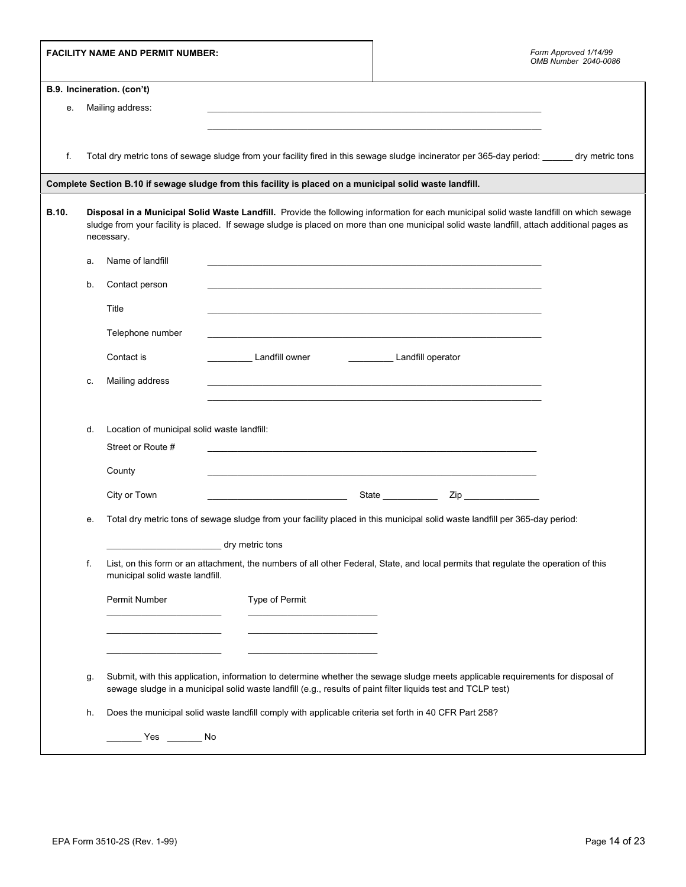**FACILITY NAME AND PERMIT NUMBER:**

*Form Approved 1/14/99*
*OMB Number 2040-0086*

**B.9. Incineration. (con't)**

e. Mailing address: ______________________________________________

______________________________________________

f. Total dry metric tons of sewage sludge from your facility fired in this sewage sludge incinerator per 365-day period: ______ dry metric tons

**Complete Section B.10 if sewage sludge from this facility is placed on a municipal solid waste landfill.**

**B.10. Disposal in a Municipal Solid Waste Landfill.** Provide the following information for each municipal solid waste landfill on which sewage sludge from your facility is placed. If sewage sludge is placed on more than one municipal solid waste landfill, attach additional pages as necessary.

a. Name of landfill ______________________________________________

b. Contact person ______________________________________________

Title ______________________________________________

Telephone number ______________________________________________

Contact is _________ Landfill owner _________ Landfill operator

c. Mailing address ______________________________________________

______________________________________________

d. Location of municipal solid waste landfill:

Street or Route # ______________________________________________

County ______________________________________________

City or Town ____________________________ State ___________ Zip _______________

e. Total dry metric tons of sewage sludge from your facility placed in this municipal solid waste landfill per 365-day period:

_______________________ dry metric tons

f. List, on this form or an attachment, the numbers of all other Federal, State, and local permits that regulate the operation of this municipal solid waste landfill.

| Permit Number | Type of Permit |
| --- | --- |
| _______________________ | _________________________ |
| _______________________ | _________________________ |
| _______________________ | _________________________ |

g. Submit, with this application, information to determine whether the sewage sludge meets applicable requirements for disposal of sewage sludge in a municipal solid waste landfill (e.g., results of paint filter liquids test and TCLP test)

h. Does the municipal solid waste landfill comply with applicable criteria set forth in 40 CFR Part 258?

_______ Yes _______ No

EPA Form 3510-2S (Rev. 1-99)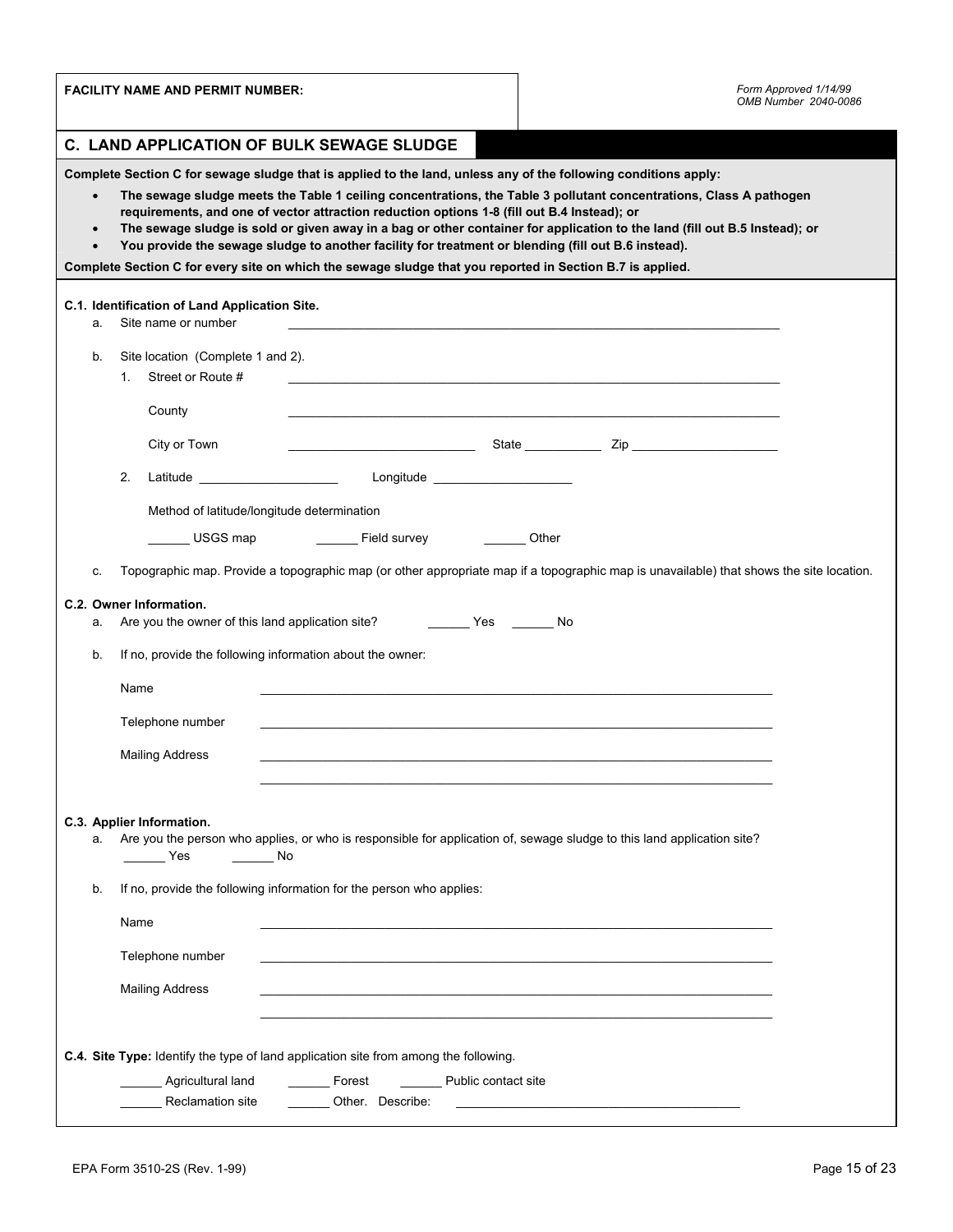**FACILITY NAME AND PERMIT NUMBER:**

*Form Approved 1/14/99*
*OMB Number 2040-0086*

## C. LAND APPLICATION OF BULK SEWAGE SLUDGE

**Complete Section C for sewage sludge that is applied to the land, unless any of the following conditions apply:**

- **The sewage sludge meets the Table 1 ceiling concentrations, the Table 3 pollutant concentrations, Class A pathogen requirements, and one of vector attraction reduction options 1-8 (fill out B.4 Instead); or**
- **The sewage sludge is sold or given away in a bag or other container for application to the land (fill out B.5 Instead); or**
- **You provide the sewage sludge to another facility for treatment or blending (fill out B.6 instead).**

**Complete Section C for every site on which the sewage sludge that you reported in Section B.7 is applied.**

**C.1. Identification of Land Application Site.**

a. Site name or number \_\_\_\_\_\_\_\_\_\_\_\_\_\_\_\_\_\_\_\_\_\_\_\_\_\_\_\_\_\_\_\_\_\_\_\_\_\_\_\_

b. Site location (Complete 1 and 2).

1. Street or Route # \_\_\_\_\_\_\_\_\_\_\_\_\_\_\_\_\_\_\_\_\_\_\_\_\_\_\_\_\_\_\_\_\_\_\_\_\_\_\_\_

   County \_\_\_\_\_\_\_\_\_\_\_\_\_\_\_\_\_\_\_\_\_\_\_\_\_\_\_\_\_\_\_\_\_\_\_\_\_\_\_\_

   City or Town \_\_\_\_\_\_\_\_\_\_\_\_\_\_\_\_\_\_\_\_ State \_\_\_\_\_\_\_\_ Zip \_\_\_\_\_\_\_\_\_\_\_\_\_\_\_\_

2. Latitude \_\_\_\_\_\_\_\_\_\_\_\_\_\_\_\_ Longitude \_\_\_\_\_\_\_\_\_\_\_\_\_\_\_\_

   Method of latitude/longitude determination

   \_\_\_\_\_\_ USGS map \_\_\_\_\_\_ Field survey \_\_\_\_\_\_ Other

c. Topographic map. Provide a topographic map (or other appropriate map if a topographic map is unavailable) that shows the site location.

**C.2. Owner Information.**

a. Are you the owner of this land application site? \_\_\_\_\_\_ Yes \_\_\_\_\_\_ No

b. If no, provide the following information about the owner:

Name \_\_\_\_\_\_\_\_\_\_\_\_\_\_\_\_\_\_\_\_\_\_\_\_\_\_\_\_\_\_\_\_\_\_\_\_\_\_\_\_

Telephone number \_\_\_\_\_\_\_\_\_\_\_\_\_\_\_\_\_\_\_\_\_\_\_\_\_\_\_\_\_\_\_\_\_\_\_\_\_\_\_\_

Mailing Address \_\_\_\_\_\_\_\_\_\_\_\_\_\_\_\_\_\_\_\_\_\_\_\_\_\_\_\_\_\_\_\_\_\_\_\_\_\_\_\_

\_\_\_\_\_\_\_\_\_\_\_\_\_\_\_\_\_\_\_\_\_\_\_\_\_\_\_\_\_\_\_\_\_\_\_\_\_\_\_\_

**C.3. Applier Information.**

a. Are you the person who applies, or who is responsible for application of, sewage sludge to this land application site?
\_\_\_\_\_\_ Yes \_\_\_\_\_\_ No

b. If no, provide the following information for the person who applies:

Name \_\_\_\_\_\_\_\_\_\_\_\_\_\_\_\_\_\_\_\_\_\_\_\_\_\_\_\_\_\_\_\_\_\_\_\_\_\_\_\_

Telephone number \_\_\_\_\_\_\_\_\_\_\_\_\_\_\_\_\_\_\_\_\_\_\_\_\_\_\_\_\_\_\_\_\_\_\_\_\_\_\_\_

Mailing Address \_\_\_\_\_\_\_\_\_\_\_\_\_\_\_\_\_\_\_\_\_\_\_\_\_\_\_\_\_\_\_\_\_\_\_\_\_\_\_\_

\_\_\_\_\_\_\_\_\_\_\_\_\_\_\_\_\_\_\_\_\_\_\_\_\_\_\_\_\_\_\_\_\_\_\_\_\_\_\_\_

**C.4. Site Type:** Identify the type of land application site from among the following.

\_\_\_\_\_\_ Agricultural land \_\_\_\_\_\_ Forest \_\_\_\_\_\_ Public contact site

\_\_\_\_\_\_ Reclamation site \_\_\_\_\_\_ Other. Describe: \_\_\_\_\_\_\_\_\_\_\_\_\_\_\_\_\_\_\_\_\_\_\_\_\_\_\_\_

EPA Form 3510-2S (Rev. 1-99)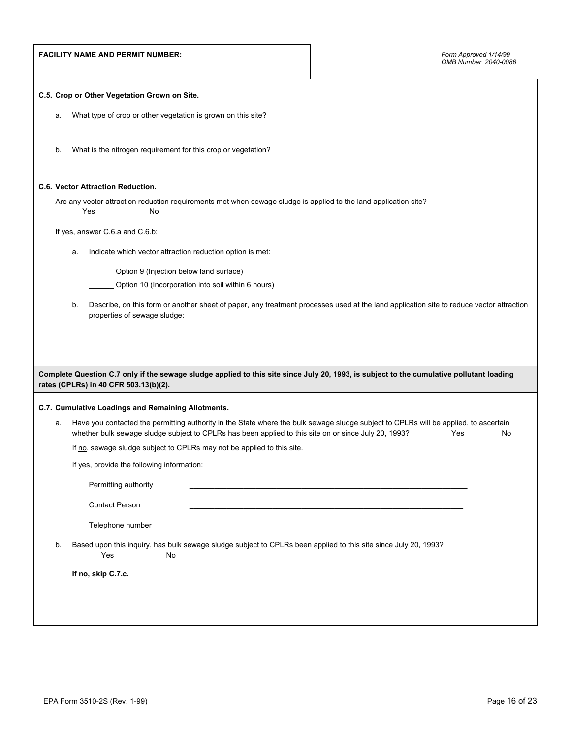**FACILITY NAME AND PERMIT NUMBER:**

*Form Approved 1/14/99*
*OMB Number 2040-0086*

**C.5. Crop or Other Vegetation Grown on Site.**

a. What type of crop or other vegetation is grown on this site?

\_\_\_\_\_\_\_\_\_\_\_\_\_\_\_\_\_\_\_\_\_\_\_\_\_\_\_\_\_\_\_\_\_\_\_\_\_\_\_\_\_\_\_\_\_\_\_\_\_\_\_\_\_\_\_\_\_\_\_\_\_\_\_\_\_\_\_\_\_\_\_\_\_\_\_\_\_\_

b. What is the nitrogen requirement for this crop or vegetation?

\_\_\_\_\_\_\_\_\_\_\_\_\_\_\_\_\_\_\_\_\_\_\_\_\_\_\_\_\_\_\_\_\_\_\_\_\_\_\_\_\_\_\_\_\_\_\_\_\_\_\_\_\_\_\_\_\_\_\_\_\_\_\_\_\_\_\_\_\_\_\_\_\_\_\_\_\_\_

**C.6. Vector Attraction Reduction.**

Are any vector attraction reduction requirements met when sewage sludge is applied to the land application site?
\_\_\_\_\_\_ Yes \_\_\_\_\_\_ No

If yes, answer C.6.a and C.6.b;

a. Indicate which vector attraction reduction option is met:

\_\_\_\_\_\_ Option 9 (Injection below land surface)

\_\_\_\_\_\_ Option 10 (Incorporation into soil within 6 hours)

b. Describe, on this form or another sheet of paper, any treatment processes used at the land application site to reduce vector attraction properties of sewage sludge:

\_\_\_\_\_\_\_\_\_\_\_\_\_\_\_\_\_\_\_\_\_\_\_\_\_\_\_\_\_\_\_\_\_\_\_\_\_\_\_\_\_\_\_\_\_\_\_\_\_\_\_\_\_\_\_\_\_\_\_\_\_\_\_\_\_\_\_\_\_\_\_\_\_\_\_\_\_\_

\_\_\_\_\_\_\_\_\_\_\_\_\_\_\_\_\_\_\_\_\_\_\_\_\_\_\_\_\_\_\_\_\_\_\_\_\_\_\_\_\_\_\_\_\_\_\_\_\_\_\_\_\_\_\_\_\_\_\_\_\_\_\_\_\_\_\_\_\_\_\_\_\_\_\_\_\_\_

**Complete Question C.7 only if the sewage sludge applied to this site since July 20, 1993, is subject to the cumulative pollutant loading rates (CPLRs) in 40 CFR 503.13(b)(2).**

**C.7. Cumulative Loadings and Remaining Allotments.**

a. Have you contacted the permitting authority in the State where the bulk sewage sludge subject to CPLRs will be applied, to ascertain whether bulk sewage sludge subject to CPLRs has been applied to this site on or since July 20, 1993? \_\_\_\_\_\_ Yes \_\_\_\_\_\_ No

If no, sewage sludge subject to CPLRs may not be applied to this site.

If yes, provide the following information:

Permitting authority \_\_\_\_\_\_\_\_\_\_\_\_\_\_\_\_\_\_\_\_\_\_\_\_\_\_\_\_\_\_\_\_\_\_\_\_\_\_\_\_\_\_\_\_\_\_\_\_\_\_\_\_\_\_

Contact Person \_\_\_\_\_\_\_\_\_\_\_\_\_\_\_\_\_\_\_\_\_\_\_\_\_\_\_\_\_\_\_\_\_\_\_\_\_\_\_\_\_\_\_\_\_\_\_\_\_\_\_\_\_\_

Telephone number \_\_\_\_\_\_\_\_\_\_\_\_\_\_\_\_\_\_\_\_\_\_\_\_\_\_\_\_\_\_\_\_\_\_\_\_\_\_\_\_\_\_\_\_\_\_\_\_\_\_\_\_\_\_

b. Based upon this inquiry, has bulk sewage sludge subject to CPLRs been applied to this site since July 20, 1993?
\_\_\_\_\_\_ Yes \_\_\_\_\_\_ No

**If no, skip C.7.c.**

EPA Form 3510-2S (Rev. 1-99)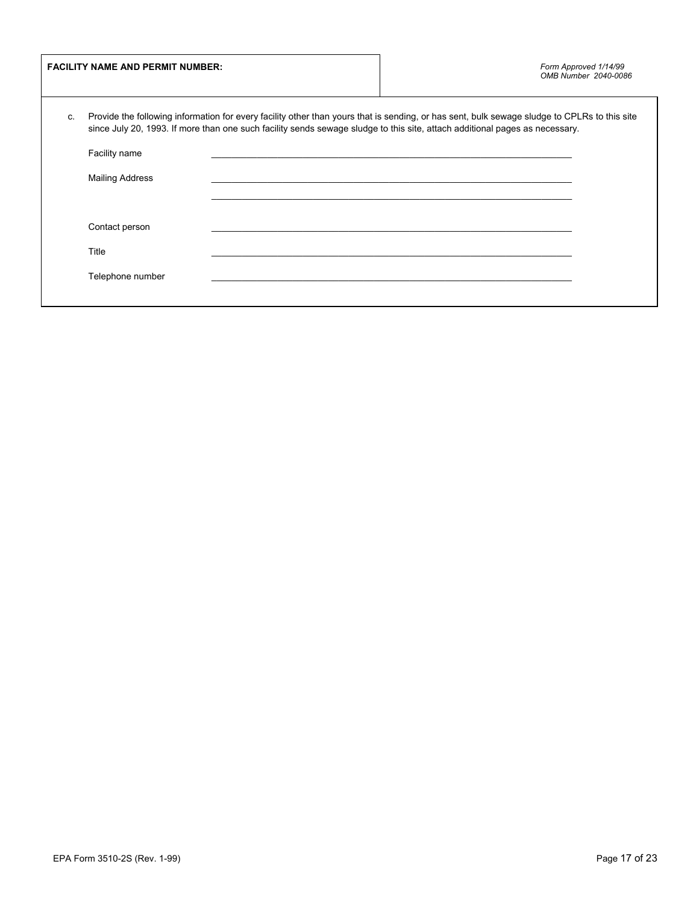**FACILITY NAME AND PERMIT NUMBER:**

*Form Approved 1/14/99*
*OMB Number 2040-0086*

c. Provide the following information for every facility other than yours that is sending, or has sent, bulk sewage sludge to CPLRs to this site since July 20, 1993. If more than one such facility sends sewage sludge to this site, attach additional pages as necessary.

Facility name ______________________________

Mailing Address ______________________________

______________________________

Contact person ______________________________

Title ______________________________

Telephone number ______________________________

EPA Form 3510-2S (Rev. 1-99)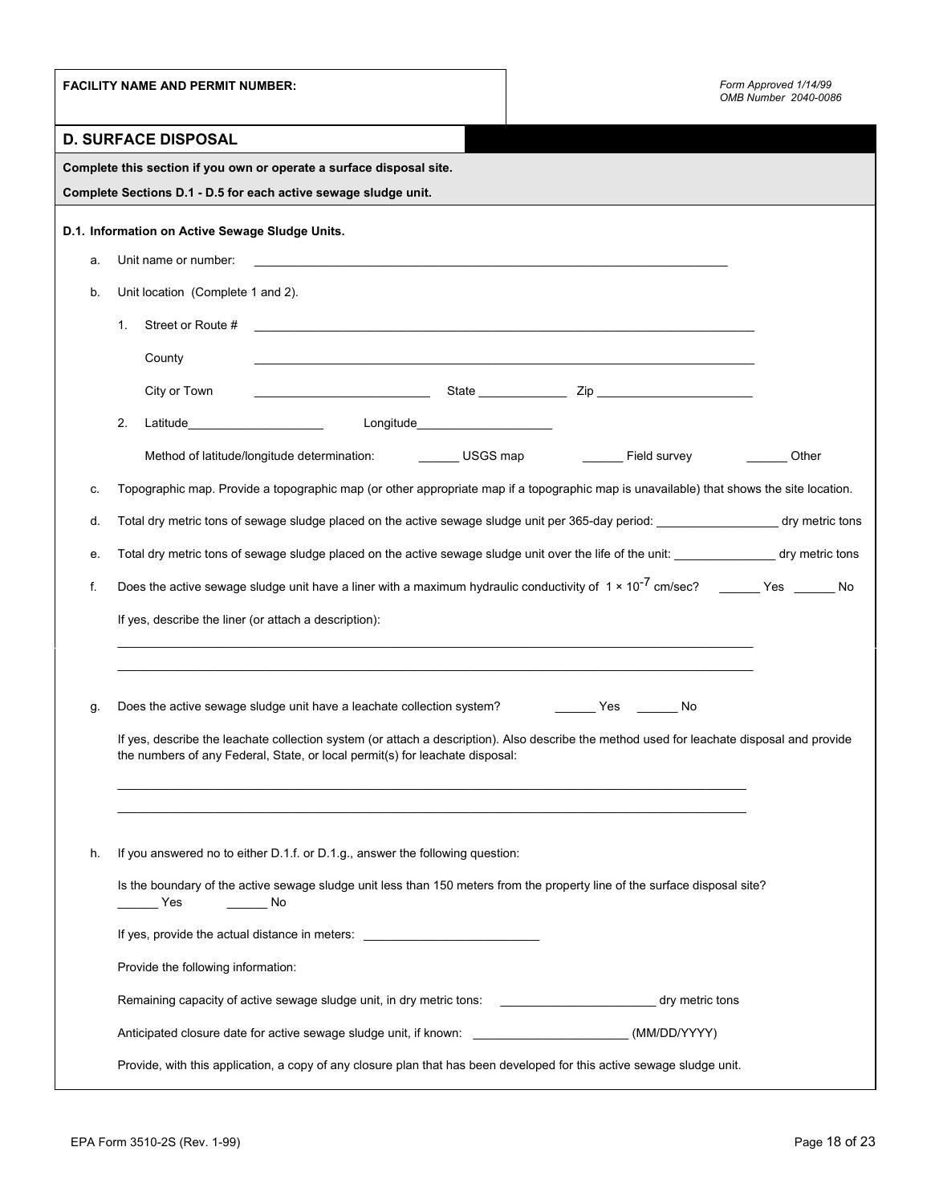**FACILITY NAME AND PERMIT NUMBER:**

*Form Approved 1/14/99*
*OMB Number 2040-0086*

## D. SURFACE DISPOSAL

**Complete this section if you own or operate a surface disposal site.**

**Complete Sections D.1 - D.5 for each active sewage sludge unit.**

### D.1. Information on Active Sewage Sludge Units.

a. Unit name or number: ______________________________________________

b. Unit location (Complete 1 and 2).

1. Street or Route # ______________________________________________

   County ______________________________________________

   City or Town ____________________ State ____________ Zip ____________________

2. Latitude ____________________ Longitude ____________________

   Method of latitude/longitude determination: ______ USGS map ______ Field survey ______ Other

c. Topographic map. Provide a topographic map (or other appropriate map if a topographic map is unavailable) that shows the site location.

d. Total dry metric tons of sewage sludge placed on the active sewage sludge unit per 365-day period: ________________ dry metric tons

e. Total dry metric tons of sewage sludge placed on the active sewage sludge unit over the life of the unit: ______________ dry metric tons

f. Does the active sewage sludge unit have a liner with a maximum hydraulic conductivity of $1 \times 10^{-7}$ cm/sec? ______ Yes ______ No

   If yes, describe the liner (or attach a description):

   ______________________________________________

   ______________________________________________

g. Does the active sewage sludge unit have a leachate collection system? ______ Yes ______ No

   If yes, describe the leachate collection system (or attach a description). Also describe the method used for leachate disposal and provide the numbers of any Federal, State, or local permit(s) for leachate disposal:

   ______________________________________________

   ______________________________________________

h. If you answered no to either D.1.f. or D.1.g., answer the following question:

   Is the boundary of the active sewage sludge unit less than 150 meters from the property line of the surface disposal site?
   ______ Yes ______ No

   If yes, provide the actual distance in meters: ____________________

   Provide the following information:

   Remaining capacity of active sewage sludge unit, in dry metric tons: ____________________ dry metric tons

   Anticipated closure date for active sewage sludge unit, if known: ____________________ (MM/DD/YYYY)

   Provide, with this application, a copy of any closure plan that has been developed for this active sewage sludge unit.

EPA Form 3510-2S (Rev. 1-99)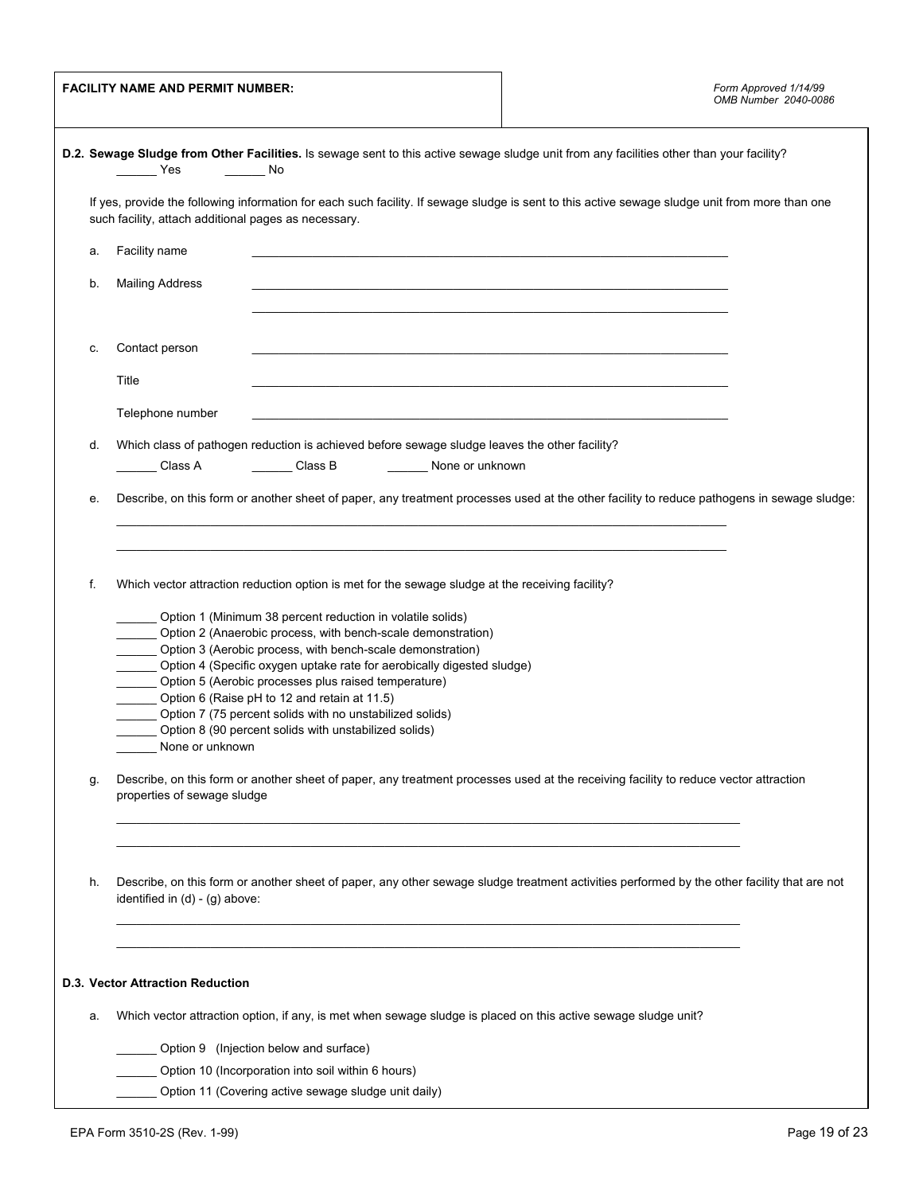**FACILITY NAME AND PERMIT NUMBER:**

*Form Approved 1/14/99*
*OMB Number 2040-0086*

**D.2. Sewage Sludge from Other Facilities.** Is sewage sent to this active sewage sludge unit from any facilities other than your facility?

______ Yes ______ No

If yes, provide the following information for each such facility. If sewage sludge is sent to this active sewage sludge unit from more than one such facility, attach additional pages as necessary.

a. Facility name ________________________________________

b. Mailing Address ________________________________________

________________________________________

c. Contact person ________________________________________

Title ________________________________________

Telephone number ________________________________________

d. Which class of pathogen reduction is achieved before sewage sludge leaves the other facility?

______ Class A ______ Class B ______ None or unknown

e. Describe, on this form or another sheet of paper, any treatment processes used at the other facility to reduce pathogens in sewage sludge:

________________________________________

________________________________________

f. Which vector attraction reduction option is met for the sewage sludge at the receiving facility?

______ Option 1 (Minimum 38 percent reduction in volatile solids)
______ Option 2 (Anaerobic process, with bench-scale demonstration)
______ Option 3 (Aerobic process, with bench-scale demonstration)
______ Option 4 (Specific oxygen uptake rate for aerobically digested sludge)
______ Option 5 (Aerobic processes plus raised temperature)
______ Option 6 (Raise pH to 12 and retain at 11.5)
______ Option 7 (75 percent solids with no unstabilized solids)
______ Option 8 (90 percent solids with unstabilized solids)
______ None or unknown

g. Describe, on this form or another sheet of paper, any treatment processes used at the receiving facility to reduce vector attraction properties of sewage sludge

________________________________________

________________________________________

h. Describe, on this form or another sheet of paper, any other sewage sludge treatment activities performed by the other facility that are not identified in (d) - (g) above:

________________________________________

________________________________________

**D.3. Vector Attraction Reduction**

a. Which vector attraction option, if any, is met when sewage sludge is placed on this active sewage sludge unit?

______ Option 9 (Injection below and surface)

______ Option 10 (Incorporation into soil within 6 hours)

______ Option 11 (Covering active sewage sludge unit daily)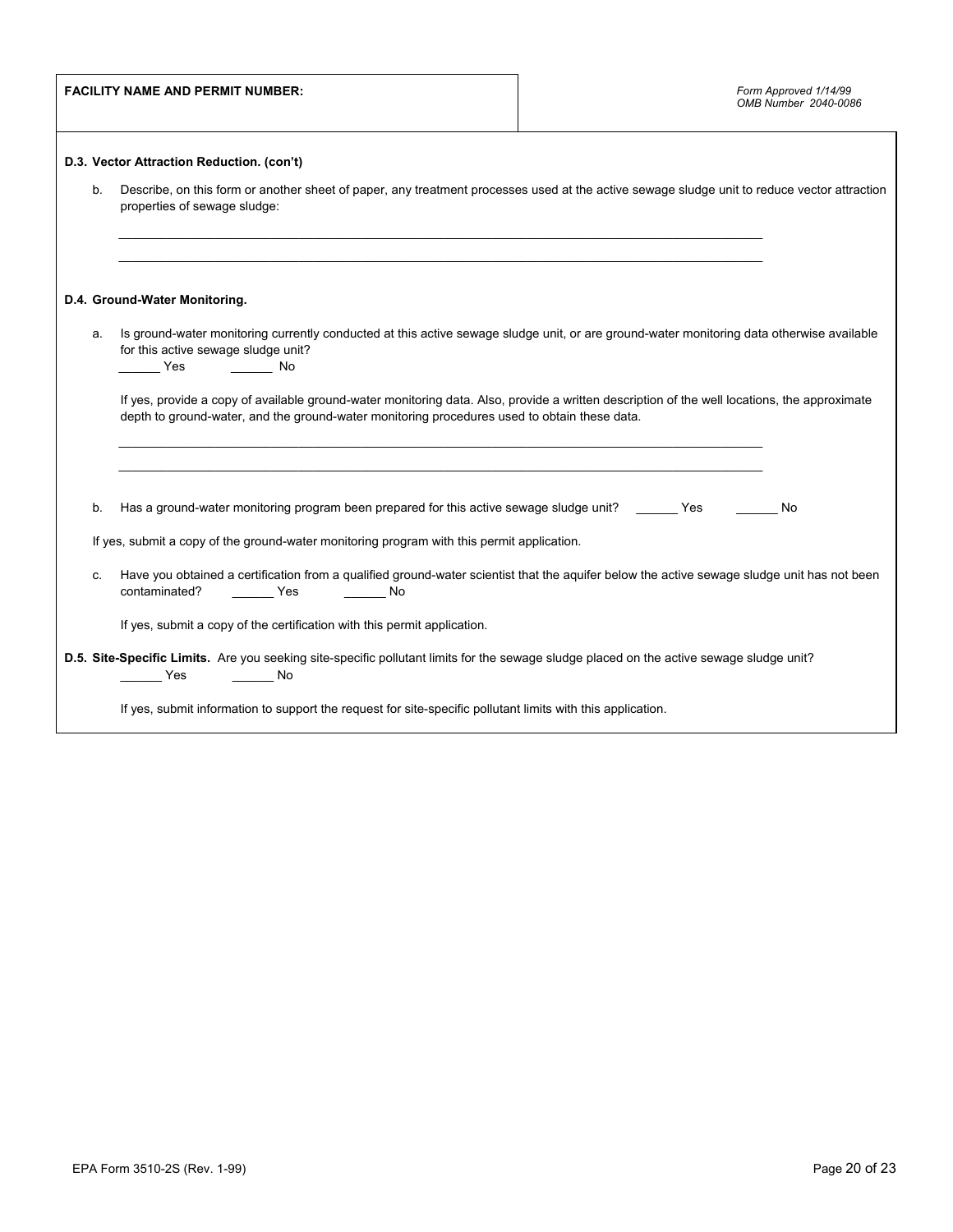**FACILITY NAME AND PERMIT NUMBER:**

*Form Approved 1/14/99*
*OMB Number 2040-0086*

**D.3. Vector Attraction Reduction. (con't)**

b. Describe, on this form or another sheet of paper, any treatment processes used at the active sewage sludge unit to reduce vector attraction properties of sewage sludge:

______________________________________________________________________________

______________________________________________________________________________

**D.4. Ground-Water Monitoring.**

a. Is ground-water monitoring currently conducted at this active sewage sludge unit, or are ground-water monitoring data otherwise available for this active sewage sludge unit?
______ Yes ______ No

If yes, provide a copy of available ground-water monitoring data. Also, provide a written description of the well locations, the approximate depth to ground-water, and the ground-water monitoring procedures used to obtain these data.

______________________________________________________________________________

______________________________________________________________________________

b. Has a ground-water monitoring program been prepared for this active sewage sludge unit? ______ Yes ______ No

If yes, submit a copy of the ground-water monitoring program with this permit application.

c. Have you obtained a certification from a qualified ground-water scientist that the aquifer below the active sewage sludge unit has not been contaminated? ______ Yes ______ No

If yes, submit a copy of the certification with this permit application.

**D.5. Site-Specific Limits.** Are you seeking site-specific pollutant limits for the sewage sludge placed on the active sewage sludge unit?
______ Yes ______ No

If yes, submit information to support the request for site-specific pollutant limits with this application.

EPA Form 3510-2S (Rev. 1-99)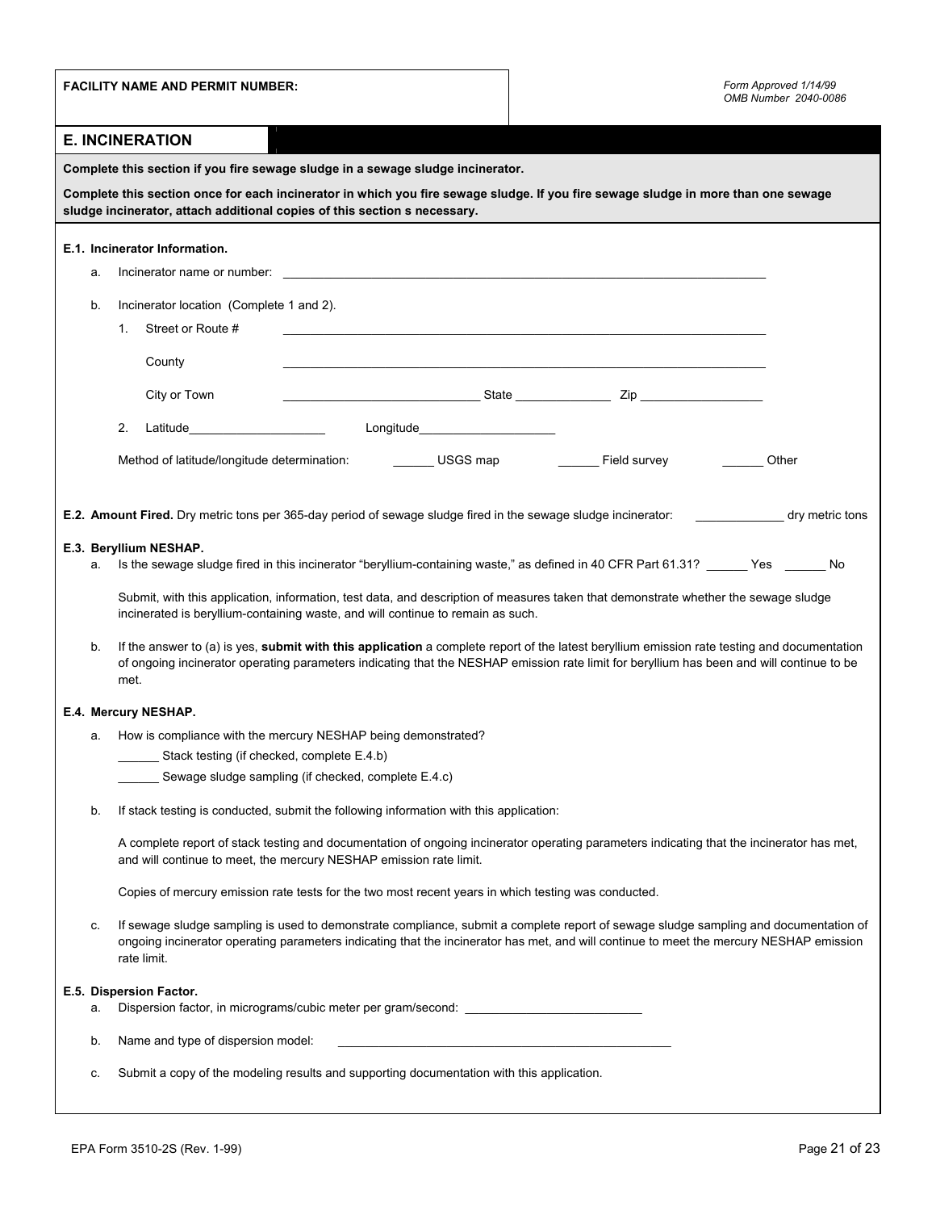**FACILITY NAME AND PERMIT NUMBER:**

*Form Approved 1/14/99*
*OMB Number 2040-0086*

## E. INCINERATION

**Complete this section if you fire sewage sludge in a sewage sludge incinerator.**

**Complete this section once for each incinerator in which you fire sewage sludge. If you fire sewage sludge in more than one sewage sludge incinerator, attach additional copies of this section s necessary.**

**E.1. Incinerator Information.**

a. Incinerator name or number: ____________________

b. Incinerator location (Complete 1 and 2).

1. Street or Route # ____________________

   County ____________________

   City or Town ____________________ State __________ Zip __________

2. Latitude ____________________ Longitude ____________________

   Method of latitude/longitude determination: ______ USGS map ______ Field survey ______ Other

**E.2. Amount Fired.** Dry metric tons per 365-day period of sewage sludge fired in the sewage sludge incinerator: __________ dry metric tons

**E.3. Beryllium NESHAP.**

a. Is the sewage sludge fired in this incinerator "beryllium-containing waste," as defined in 40 CFR Part 61.31? ______ Yes ______ No

   Submit, with this application, information, test data, and description of measures taken that demonstrate whether the sewage sludge incinerated is beryllium-containing waste, and will continue to remain as such.

b. If the answer to (a) is yes, **submit with this application** a complete report of the latest beryllium emission rate testing and documentation of ongoing incinerator operating parameters indicating that the NESHAP emission rate limit for beryllium has been and will continue to be met.

**E.4. Mercury NESHAP.**

a. How is compliance with the mercury NESHAP being demonstrated?

   ______ Stack testing (if checked, complete E.4.b)

   ______ Sewage sludge sampling (if checked, complete E.4.c)

b. If stack testing is conducted, submit the following information with this application:

   A complete report of stack testing and documentation of ongoing incinerator operating parameters indicating that the incinerator has met, and will continue to meet, the mercury NESHAP emission rate limit.

   Copies of mercury emission rate tests for the two most recent years in which testing was conducted.

c. If sewage sludge sampling is used to demonstrate compliance, submit a complete report of sewage sludge sampling and documentation of ongoing incinerator operating parameters indicating that the incinerator has met, and will continue to meet the mercury NESHAP emission rate limit.

**E.5. Dispersion Factor.**

a. Dispersion factor, in micrograms/cubic meter per gram/second: ____________________

b. Name and type of dispersion model: ____________________

c. Submit a copy of the modeling results and supporting documentation with this application.

EPA Form 3510-2S (Rev. 1-99)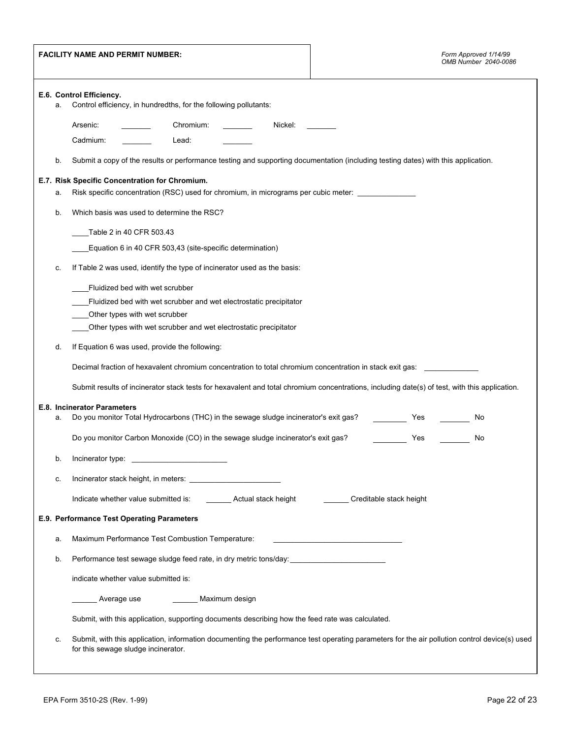**FACILITY NAME AND PERMIT NUMBER:**

*Form Approved 1/14/99*
*OMB Number 2040-0086*

**E.6. Control Efficiency.**

a. Control efficiency, in hundredths, for the following pollutants:

Arsenic: _______ Chromium: _______ Nickel: _______

Cadmium: _______ Lead: _______

b. Submit a copy of the results or performance testing and supporting documentation (including testing dates) with this application.

**E.7. Risk Specific Concentration for Chromium.**

a. Risk specific concentration (RSC) used for chromium, in micrograms per cubic meter: ______________

b. Which basis was used to determine the RSC?

____Table 2 in 40 CFR 503.43

____Equation 6 in 40 CFR 503,43 (site-specific determination)

c. If Table 2 was used, identify the type of incinerator used as the basis:

____Fluidized bed with wet scrubber

____Fluidized bed with wet scrubber and wet electrostatic precipitator

____Other types with wet scrubber

____Other types with wet scrubber and wet electrostatic precipitator

d. If Equation 6 was used, provide the following:

Decimal fraction of hexavalent chromium concentration to total chromium concentration in stack exit gas: _____________

Submit results of incinerator stack tests for hexavalent and total chromium concentrations, including date(s) of test, with this application.

**E.8. Incinerator Parameters**

a. Do you monitor Total Hydrocarbons (THC) in the sewage sludge incinerator's exit gas? ________ Yes ________ No

Do you monitor Carbon Monoxide (CO) in the sewage sludge incinerator's exit gas? ________ Yes ________ No

b. Incinerator type: _______________________

c. Incinerator stack height, in meters: ______________________

Indicate whether value submitted is: ______ Actual stack height ______ Creditable stack height

**E.9. Performance Test Operating Parameters**

a. Maximum Performance Test Combustion Temperature: ______________________________

b. Performance test sewage sludge feed rate, in dry metric tons/day: _______________________

indicate whether value submitted is:

______ Average use ______ Maximum design

Submit, with this application, supporting documents describing how the feed rate was calculated.

c. Submit, with this application, information documenting the performance test operating parameters for the air pollution control device(s) used for this sewage sludge incinerator.

EPA Form 3510-2S (Rev. 1-99)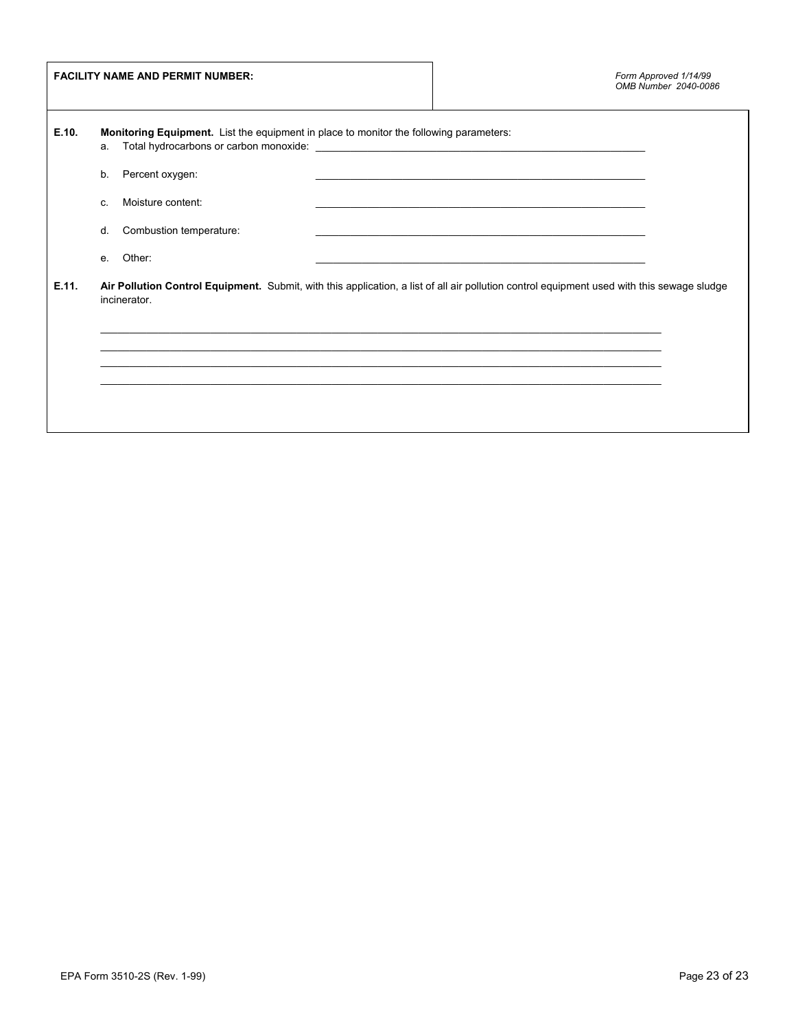**FACILITY NAME AND PERMIT NUMBER:**

*Form Approved 1/14/99*
*OMB Number 2040-0086*

**E.10. Monitoring Equipment.** List the equipment in place to monitor the following parameters:

a. Total hydrocarbons or carbon monoxide: ______________________________

b. Percent oxygen: ______________________________

c. Moisture content: ______________________________

d. Combustion temperature: ______________________________

e. Other: ______________________________

**E.11. Air Pollution Control Equipment.** Submit, with this application, a list of all air pollution control equipment used with this sewage sludge incinerator.

______________________________________________________________________________

______________________________________________________________________________

______________________________________________________________________________

______________________________________________________________________________

EPA Form 3510-2S (Rev. 1-99)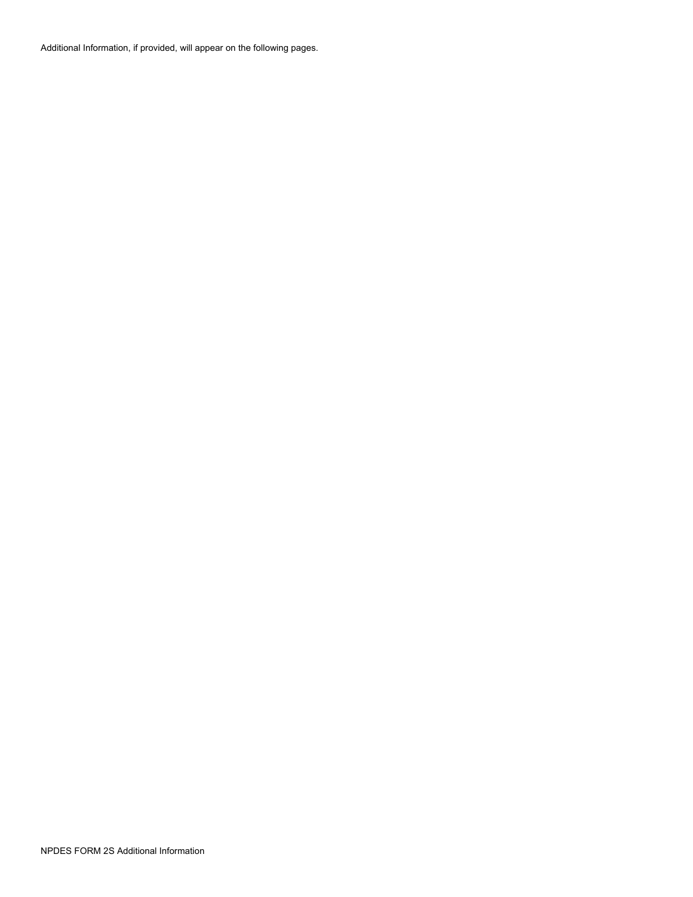Additional Information, if provided, will appear on the following pages.